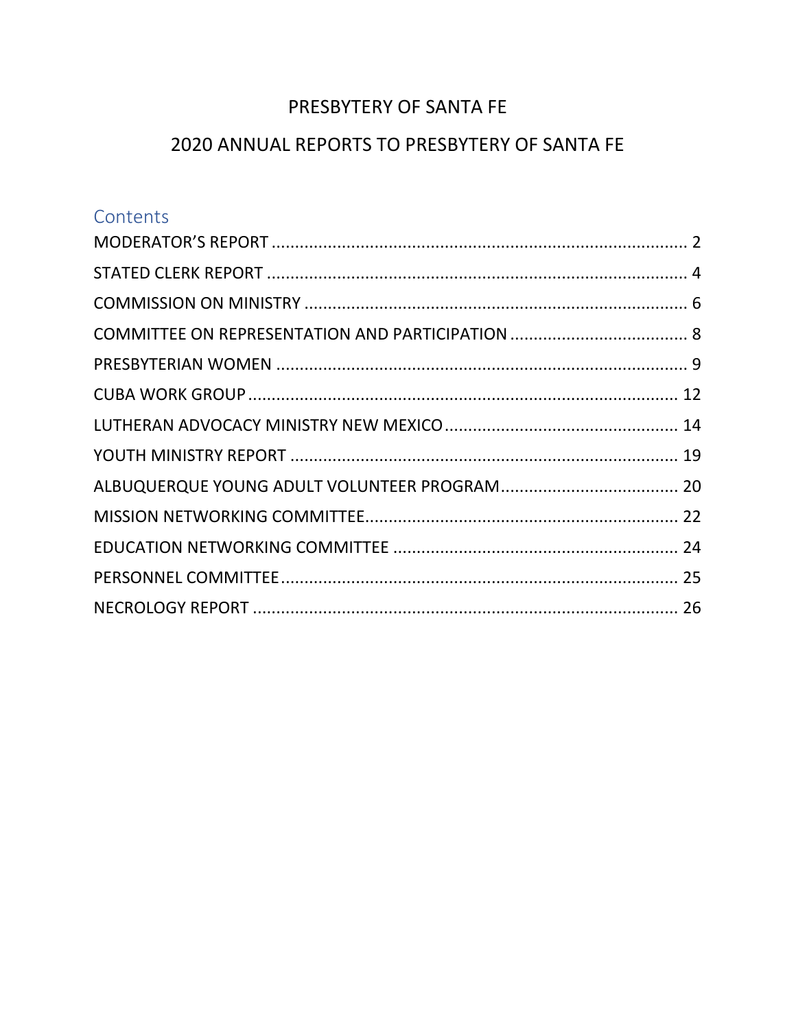# PRESBYTERY OF SANTA FE

# 2020 ANNUAL REPORTS TO PRESBYTERY OF SANTA FE

## Contents

MODERATOR'S REPORT ........................................................................................ 2

STATED CLERK REPORT ........................................................................................ 4

COMMISSION ON MINISTRY ................................................................................. 6

COMMITTEE ON REPRESENTATION AND PARTICIPATION ..................................... 8

PRESBYTERIAN WOMEN ....................................................................................... 9

CUBA WORK GROUP .......................................................................................... 12

LUTHERAN ADVOCACY MINISTRY NEW MEXICO ................................................. 14

YOUTH MINISTRY REPORT .................................................................................. 19

ALBUQUERQUE YOUNG ADULT VOLUNTEER PROGRAM ..................................... 20

MISSION NETWORKING COMMITTEE.................................................................. 22

EDUCATION NETWORKING COMMITTEE ............................................................ 24

PERSONNEL COMMITTEE.................................................................................... 25

NECROLOGY REPORT .......................................................................................... 26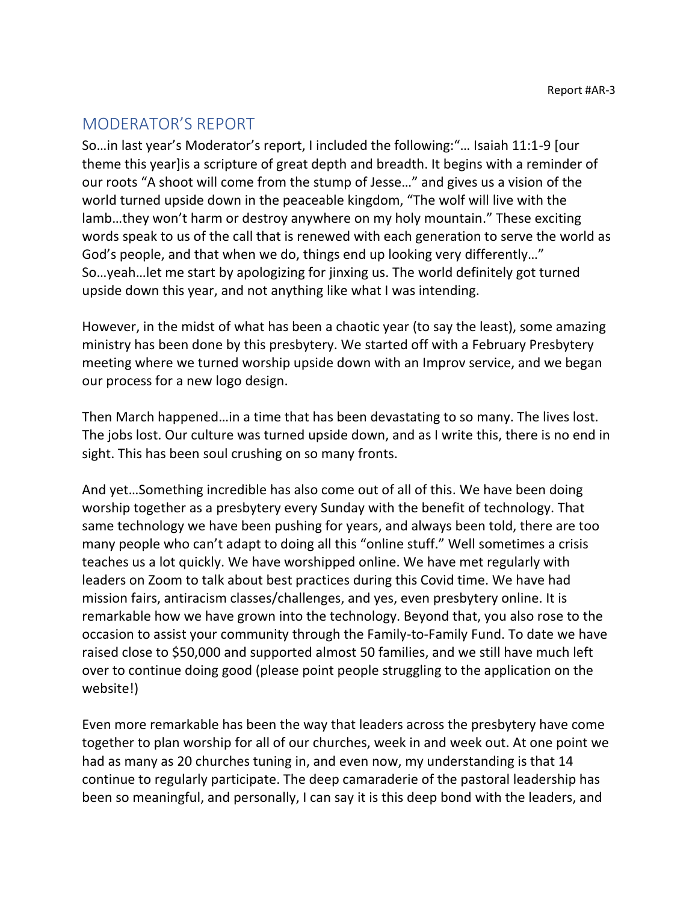Report #AR-3

## MODERATOR'S REPORT

So…in last year's Moderator's report, I included the following:"… Isaiah 11:1-9 [our theme this year]is a scripture of great depth and breadth. It begins with a reminder of our roots "A shoot will come from the stump of Jesse…" and gives us a vision of the world turned upside down in the peaceable kingdom, "The wolf will live with the lamb…they won't harm or destroy anywhere on my holy mountain." These exciting words speak to us of the call that is renewed with each generation to serve the world as God's people, and that when we do, things end up looking very differently…" So…yeah…let me start by apologizing for jinxing us. The world definitely got turned upside down this year, and not anything like what I was intending.

However, in the midst of what has been a chaotic year (to say the least), some amazing ministry has been done by this presbytery. We started off with a February Presbytery meeting where we turned worship upside down with an Improv service, and we began our process for a new logo design.

Then March happened…in a time that has been devastating to so many. The lives lost. The jobs lost. Our culture was turned upside down, and as I write this, there is no end in sight. This has been soul crushing on so many fronts.

And yet…Something incredible has also come out of all of this. We have been doing worship together as a presbytery every Sunday with the benefit of technology. That same technology we have been pushing for years, and always been told, there are too many people who can't adapt to doing all this "online stuff." Well sometimes a crisis teaches us a lot quickly. We have worshipped online. We have met regularly with leaders on Zoom to talk about best practices during this Covid time. We have had mission fairs, antiracism classes/challenges, and yes, even presbytery online. It is remarkable how we have grown into the technology. Beyond that, you also rose to the occasion to assist your community through the Family-to-Family Fund. To date we have raised close to $50,000 and supported almost 50 families, and we still have much left over to continue doing good (please point people struggling to the application on the website!)

Even more remarkable has been the way that leaders across the presbytery have come together to plan worship for all of our churches, week in and week out. At one point we had as many as 20 churches tuning in, and even now, my understanding is that 14 continue to regularly participate. The deep camaraderie of the pastoral leadership has been so meaningful, and personally, I can say it is this deep bond with the leaders, and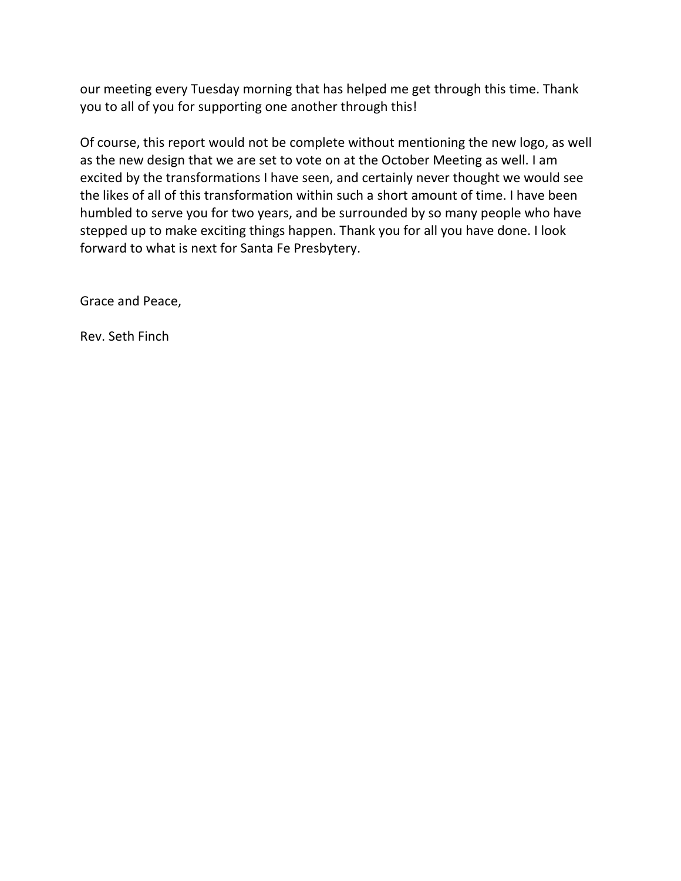our meeting every Tuesday morning that has helped me get through this time. Thank you to all of you for supporting one another through this!

Of course, this report would not be complete without mentioning the new logo, as well as the new design that we are set to vote on at the October Meeting as well. I am excited by the transformations I have seen, and certainly never thought we would see the likes of all of this transformation within such a short amount of time. I have been humbled to serve you for two years, and be surrounded by so many people who have stepped up to make exciting things happen. Thank you for all you have done. I look forward to what is next for Santa Fe Presbytery.

Grace and Peace,

Rev. Seth Finch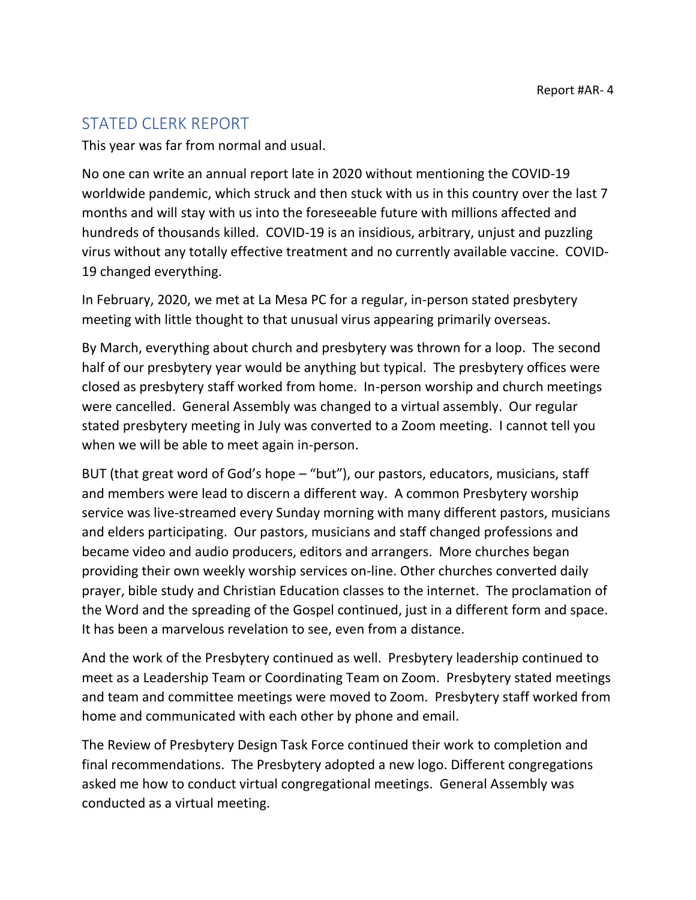Report #AR- 4

## STATED CLERK REPORT

This year was far from normal and usual.

No one can write an annual report late in 2020 without mentioning the COVID-19 worldwide pandemic, which struck and then stuck with us in this country over the last 7 months and will stay with us into the foreseeable future with millions affected and hundreds of thousands killed. COVID-19 is an insidious, arbitrary, unjust and puzzling virus without any totally effective treatment and no currently available vaccine. COVID-19 changed everything.

In February, 2020, we met at La Mesa PC for a regular, in-person stated presbytery meeting with little thought to that unusual virus appearing primarily overseas.

By March, everything about church and presbytery was thrown for a loop. The second half of our presbytery year would be anything but typical. The presbytery offices were closed as presbytery staff worked from home. In-person worship and church meetings were cancelled. General Assembly was changed to a virtual assembly. Our regular stated presbytery meeting in July was converted to a Zoom meeting. I cannot tell you when we will be able to meet again in-person.

BUT (that great word of God's hope – "but"), our pastors, educators, musicians, staff and members were lead to discern a different way. A common Presbytery worship service was live-streamed every Sunday morning with many different pastors, musicians and elders participating. Our pastors, musicians and staff changed professions and became video and audio producers, editors and arrangers. More churches began providing their own weekly worship services on-line. Other churches converted daily prayer, bible study and Christian Education classes to the internet. The proclamation of the Word and the spreading of the Gospel continued, just in a different form and space. It has been a marvelous revelation to see, even from a distance.

And the work of the Presbytery continued as well. Presbytery leadership continued to meet as a Leadership Team or Coordinating Team on Zoom. Presbytery stated meetings and team and committee meetings were moved to Zoom. Presbytery staff worked from home and communicated with each other by phone and email.

The Review of Presbytery Design Task Force continued their work to completion and final recommendations. The Presbytery adopted a new logo. Different congregations asked me how to conduct virtual congregational meetings. General Assembly was conducted as a virtual meeting.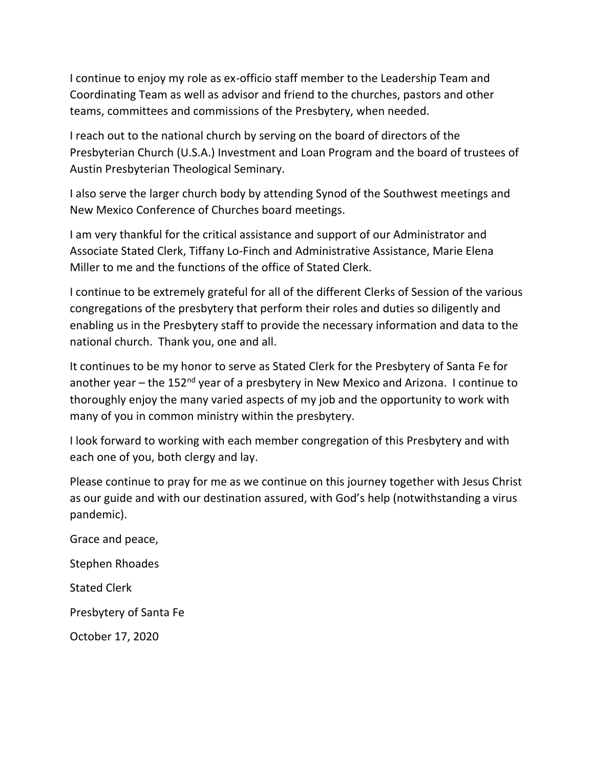I continue to enjoy my role as ex-officio staff member to the Leadership Team and Coordinating Team as well as advisor and friend to the churches, pastors and other teams, committees and commissions of the Presbytery, when needed.

I reach out to the national church by serving on the board of directors of the Presbyterian Church (U.S.A.) Investment and Loan Program and the board of trustees of Austin Presbyterian Theological Seminary.

I also serve the larger church body by attending Synod of the Southwest meetings and New Mexico Conference of Churches board meetings.

I am very thankful for the critical assistance and support of our Administrator and Associate Stated Clerk, Tiffany Lo-Finch and Administrative Assistance, Marie Elena Miller to me and the functions of the office of Stated Clerk.

I continue to be extremely grateful for all of the different Clerks of Session of the various congregations of the presbytery that perform their roles and duties so diligently and enabling us in the Presbytery staff to provide the necessary information and data to the national church. Thank you, one and all.

It continues to be my honor to serve as Stated Clerk for the Presbytery of Santa Fe for another year – the 152nd year of a presbytery in New Mexico and Arizona. I continue to thoroughly enjoy the many varied aspects of my job and the opportunity to work with many of you in common ministry within the presbytery.

I look forward to working with each member congregation of this Presbytery and with each one of you, both clergy and lay.

Please continue to pray for me as we continue on this journey together with Jesus Christ as our guide and with our destination assured, with God's help (notwithstanding a virus pandemic).

Grace and peace,

Stephen Rhoades

Stated Clerk

Presbytery of Santa Fe

October 17, 2020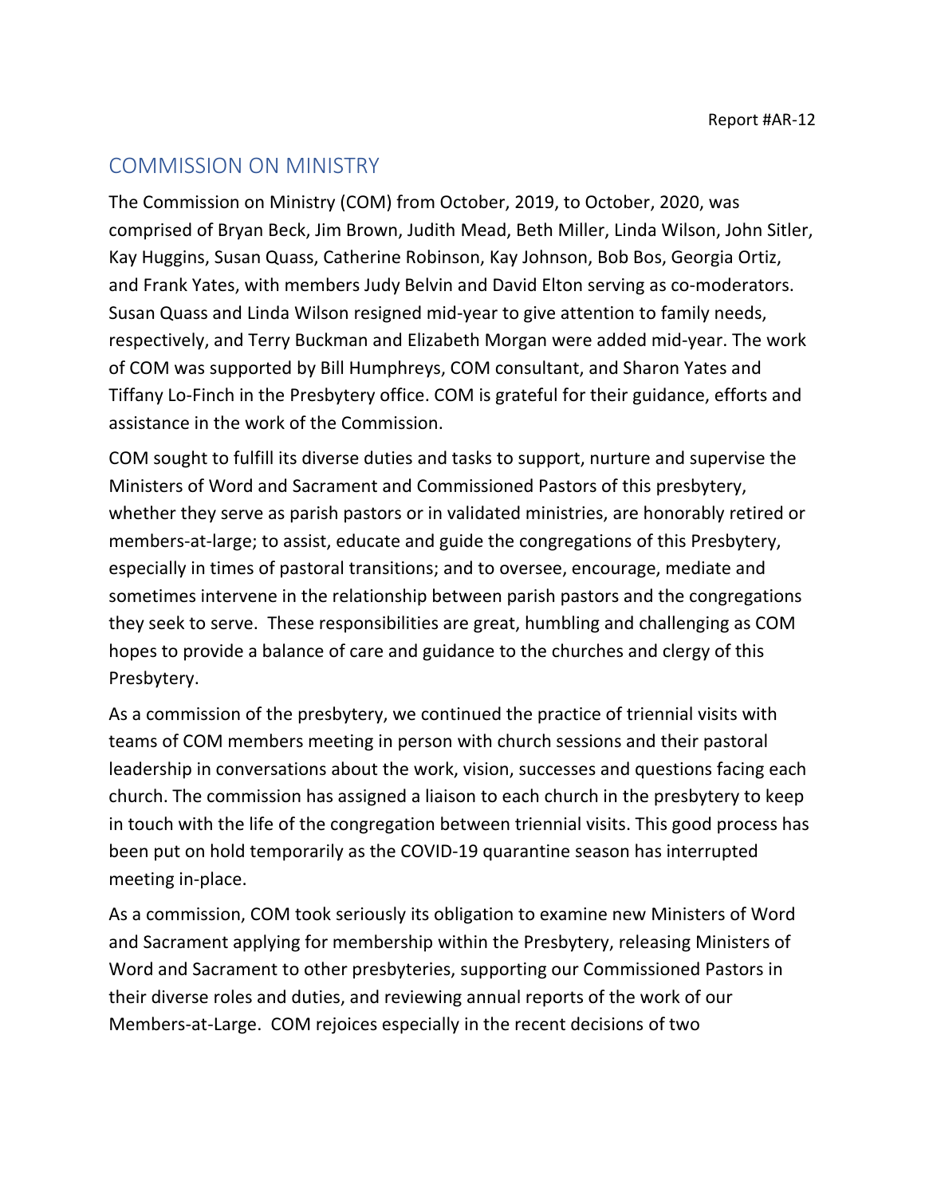Report #AR-12

## COMMISSION ON MINISTRY

The Commission on Ministry (COM) from October, 2019, to October, 2020, was comprised of Bryan Beck, Jim Brown, Judith Mead, Beth Miller, Linda Wilson, John Sitler, Kay Huggins, Susan Quass, Catherine Robinson, Kay Johnson, Bob Bos, Georgia Ortiz, and Frank Yates, with members Judy Belvin and David Elton serving as co-moderators. Susan Quass and Linda Wilson resigned mid-year to give attention to family needs, respectively, and Terry Buckman and Elizabeth Morgan were added mid-year. The work of COM was supported by Bill Humphreys, COM consultant, and Sharon Yates and Tiffany Lo-Finch in the Presbytery office. COM is grateful for their guidance, efforts and assistance in the work of the Commission.

COM sought to fulfill its diverse duties and tasks to support, nurture and supervise the Ministers of Word and Sacrament and Commissioned Pastors of this presbytery, whether they serve as parish pastors or in validated ministries, are honorably retired or members-at-large; to assist, educate and guide the congregations of this Presbytery, especially in times of pastoral transitions; and to oversee, encourage, mediate and sometimes intervene in the relationship between parish pastors and the congregations they seek to serve. These responsibilities are great, humbling and challenging as COM hopes to provide a balance of care and guidance to the churches and clergy of this Presbytery.

As a commission of the presbytery, we continued the practice of triennial visits with teams of COM members meeting in person with church sessions and their pastoral leadership in conversations about the work, vision, successes and questions facing each church. The commission has assigned a liaison to each church in the presbytery to keep in touch with the life of the congregation between triennial visits. This good process has been put on hold temporarily as the COVID-19 quarantine season has interrupted meeting in-place.

As a commission, COM took seriously its obligation to examine new Ministers of Word and Sacrament applying for membership within the Presbytery, releasing Ministers of Word and Sacrament to other presbyteries, supporting our Commissioned Pastors in their diverse roles and duties, and reviewing annual reports of the work of our Members-at-Large. COM rejoices especially in the recent decisions of two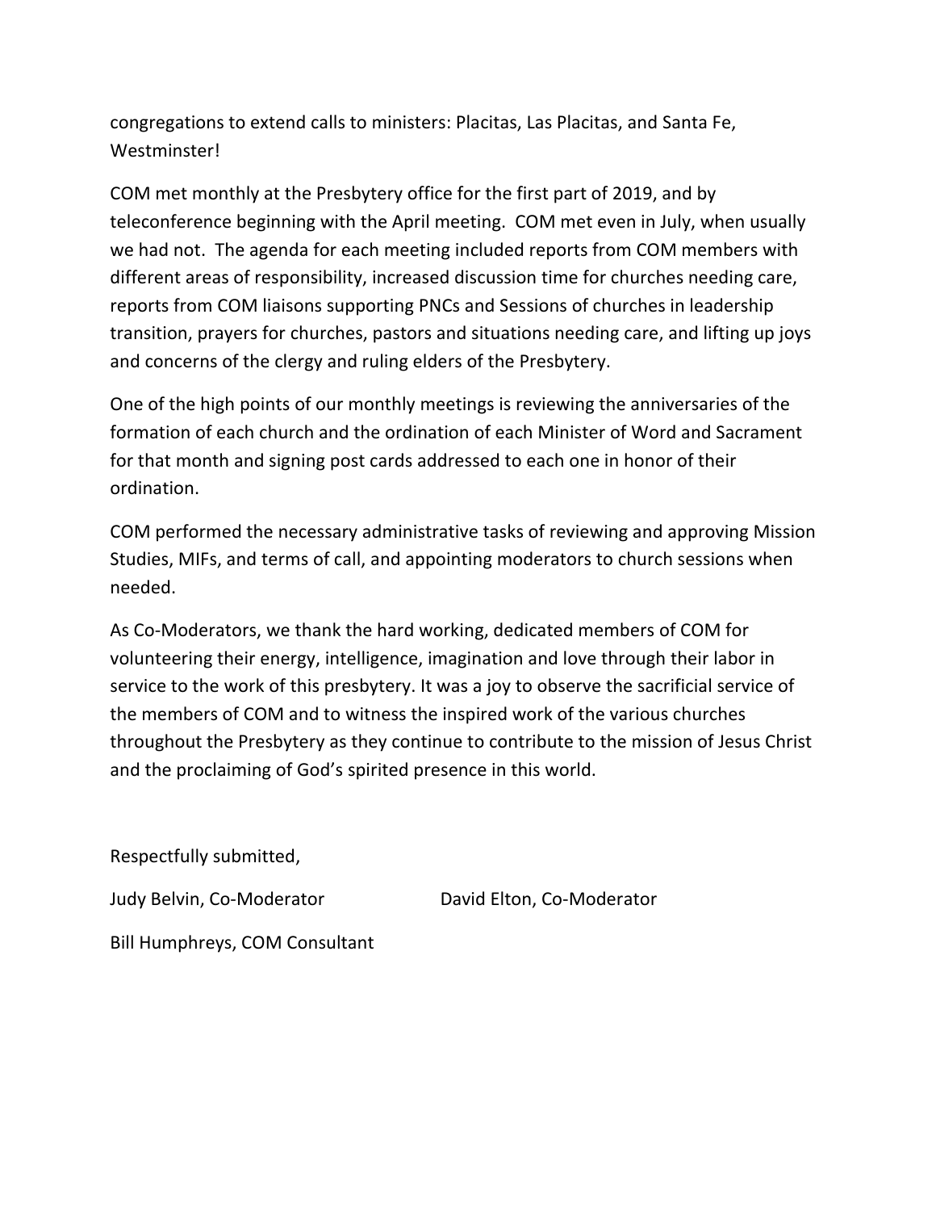congregations to extend calls to ministers: Placitas, Las Placitas, and Santa Fe, Westminster!

COM met monthly at the Presbytery office for the first part of 2019, and by teleconference beginning with the April meeting. COM met even in July, when usually we had not. The agenda for each meeting included reports from COM members with different areas of responsibility, increased discussion time for churches needing care, reports from COM liaisons supporting PNCs and Sessions of churches in leadership transition, prayers for churches, pastors and situations needing care, and lifting up joys and concerns of the clergy and ruling elders of the Presbytery.

One of the high points of our monthly meetings is reviewing the anniversaries of the formation of each church and the ordination of each Minister of Word and Sacrament for that month and signing post cards addressed to each one in honor of their ordination.

COM performed the necessary administrative tasks of reviewing and approving Mission Studies, MIFs, and terms of call, and appointing moderators to church sessions when needed.

As Co-Moderators, we thank the hard working, dedicated members of COM for volunteering their energy, intelligence, imagination and love through their labor in service to the work of this presbytery. It was a joy to observe the sacrificial service of the members of COM and to witness the inspired work of the various churches throughout the Presbytery as they continue to contribute to the mission of Jesus Christ and the proclaiming of God's spirited presence in this world.

Respectfully submitted,

Judy Belvin, Co-Moderator David Elton, Co-Moderator

Bill Humphreys, COM Consultant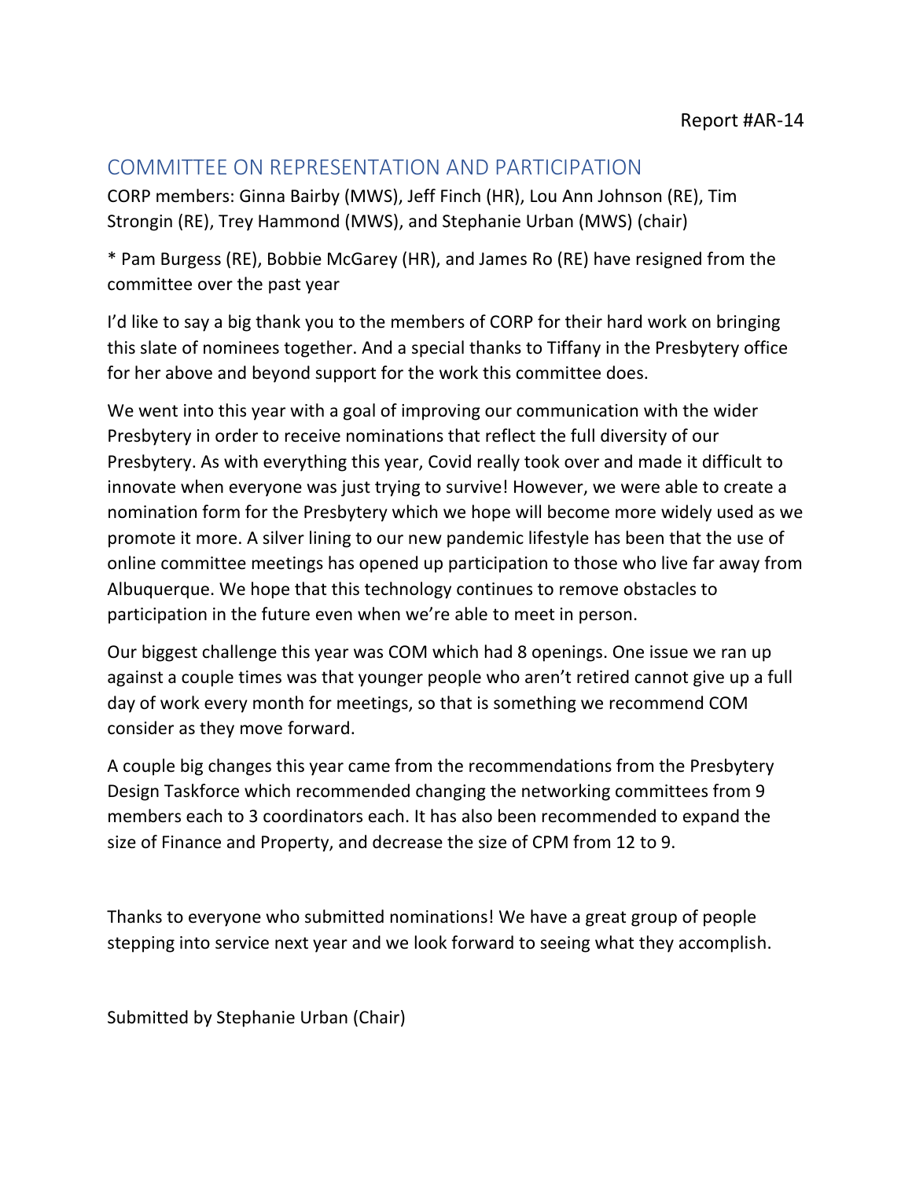Report #AR-14

## COMMITTEE ON REPRESENTATION AND PARTICIPATION

CORP members: Ginna Bairby (MWS), Jeff Finch (HR), Lou Ann Johnson (RE), Tim Strongin (RE), Trey Hammond (MWS), and Stephanie Urban (MWS) (chair)

* Pam Burgess (RE), Bobbie McGarey (HR), and James Ro (RE) have resigned from the committee over the past year

I'd like to say a big thank you to the members of CORP for their hard work on bringing this slate of nominees together. And a special thanks to Tiffany in the Presbytery office for her above and beyond support for the work this committee does.

We went into this year with a goal of improving our communication with the wider Presbytery in order to receive nominations that reflect the full diversity of our Presbytery. As with everything this year, Covid really took over and made it difficult to innovate when everyone was just trying to survive! However, we were able to create a nomination form for the Presbytery which we hope will become more widely used as we promote it more. A silver lining to our new pandemic lifestyle has been that the use of online committee meetings has opened up participation to those who live far away from Albuquerque. We hope that this technology continues to remove obstacles to participation in the future even when we're able to meet in person.

Our biggest challenge this year was COM which had 8 openings. One issue we ran up against a couple times was that younger people who aren't retired cannot give up a full day of work every month for meetings, so that is something we recommend COM consider as they move forward.

A couple big changes this year came from the recommendations from the Presbytery Design Taskforce which recommended changing the networking committees from 9 members each to 3 coordinators each. It has also been recommended to expand the size of Finance and Property, and decrease the size of CPM from 12 to 9.

Thanks to everyone who submitted nominations! We have a great group of people stepping into service next year and we look forward to seeing what they accomplish.

Submitted by Stephanie Urban (Chair)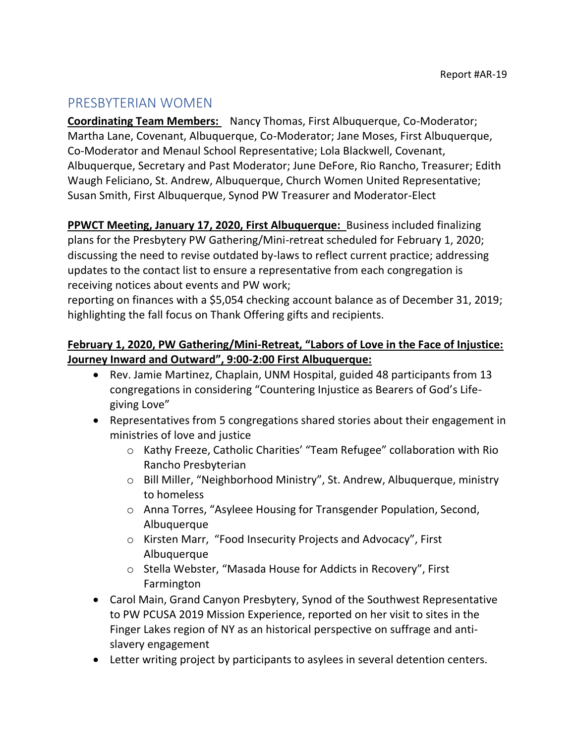Report #AR-19

# PRESBYTERIAN WOMEN

**Coordinating Team Members:** Nancy Thomas, First Albuquerque, Co-Moderator; Martha Lane, Covenant, Albuquerque, Co-Moderator; Jane Moses, First Albuquerque, Co-Moderator and Menaul School Representative; Lola Blackwell, Covenant, Albuquerque, Secretary and Past Moderator; June DeFore, Rio Rancho, Treasurer; Edith Waugh Feliciano, St. Andrew, Albuquerque, Church Women United Representative; Susan Smith, First Albuquerque, Synod PW Treasurer and Moderator-Elect

**PPWCT Meeting, January 17, 2020, First Albuquerque:** Business included finalizing plans for the Presbytery PW Gathering/Mini-retreat scheduled for February 1, 2020; discussing the need to revise outdated by-laws to reflect current practice; addressing updates to the contact list to ensure a representative from each congregation is receiving notices about events and PW work;
reporting on finances with a $5,054 checking account balance as of December 31, 2019; highlighting the fall focus on Thank Offering gifts and recipients.

**February 1, 2020, PW Gathering/Mini-Retreat, "Labors of Love in the Face of Injustice: Journey Inward and Outward", 9:00-2:00 First Albuquerque:**

- Rev. Jamie Martinez, Chaplain, UNM Hospital, guided 48 participants from 13 congregations in considering "Countering Injustice as Bearers of God's Life-giving Love"
- Representatives from 5 congregations shared stories about their engagement in ministries of love and justice
  - Kathy Freeze, Catholic Charities' "Team Refugee" collaboration with Rio Rancho Presbyterian
  - Bill Miller, "Neighborhood Ministry", St. Andrew, Albuquerque, ministry to homeless
  - Anna Torres, "Asyleee Housing for Transgender Population, Second, Albuquerque
  - Kirsten Marr, "Food Insecurity Projects and Advocacy", First Albuquerque
  - Stella Webster, "Masada House for Addicts in Recovery", First Farmington
- Carol Main, Grand Canyon Presbytery, Synod of the Southwest Representative to PW PCUSA 2019 Mission Experience, reported on her visit to sites in the Finger Lakes region of NY as an historical perspective on suffrage and anti-slavery engagement
- Letter writing project by participants to asylees in several detention centers.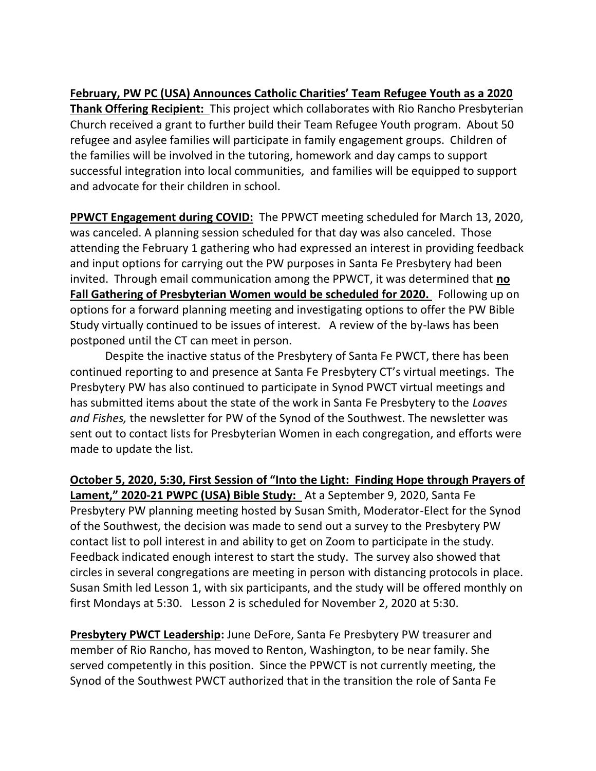**February, PW PC (USA) Announces Catholic Charities' Team Refugee Youth as a 2020 Thank Offering Recipient:** This project which collaborates with Rio Rancho Presbyterian Church received a grant to further build their Team Refugee Youth program. About 50 refugee and asylee families will participate in family engagement groups. Children of the families will be involved in the tutoring, homework and day camps to support successful integration into local communities, and families will be equipped to support and advocate for their children in school.

**PPWCT Engagement during COVID:** The PPWCT meeting scheduled for March 13, 2020, was canceled. A planning session scheduled for that day was also canceled. Those attending the February 1 gathering who had expressed an interest in providing feedback and input options for carrying out the PW purposes in Santa Fe Presbytery had been invited. Through email communication among the PPWCT, it was determined that **no Fall Gathering of Presbyterian Women would be scheduled for 2020.** Following up on options for a forward planning meeting and investigating options to offer the PW Bible Study virtually continued to be issues of interest. A review of the by-laws has been postponed until the CT can meet in person.

Despite the inactive status of the Presbytery of Santa Fe PWCT, there has been continued reporting to and presence at Santa Fe Presbytery CT's virtual meetings. The Presbytery PW has also continued to participate in Synod PWCT virtual meetings and has submitted items about the state of the work in Santa Fe Presbytery to the *Loaves and Fishes,* the newsletter for PW of the Synod of the Southwest. The newsletter was sent out to contact lists for Presbyterian Women in each congregation, and efforts were made to update the list.

**October 5, 2020, 5:30, First Session of "Into the Light: Finding Hope through Prayers of Lament," 2020-21 PWPC (USA) Bible Study:** At a September 9, 2020, Santa Fe Presbytery PW planning meeting hosted by Susan Smith, Moderator-Elect for the Synod of the Southwest, the decision was made to send out a survey to the Presbytery PW contact list to poll interest in and ability to get on Zoom to participate in the study. Feedback indicated enough interest to start the study. The survey also showed that circles in several congregations are meeting in person with distancing protocols in place. Susan Smith led Lesson 1, with six participants, and the study will be offered monthly on first Mondays at 5:30. Lesson 2 is scheduled for November 2, 2020 at 5:30.

**Presbytery PWCT Leadership:** June DeFore, Santa Fe Presbytery PW treasurer and member of Rio Rancho, has moved to Renton, Washington, to be near family. She served competently in this position. Since the PPWCT is not currently meeting, the Synod of the Southwest PWCT authorized that in the transition the role of Santa Fe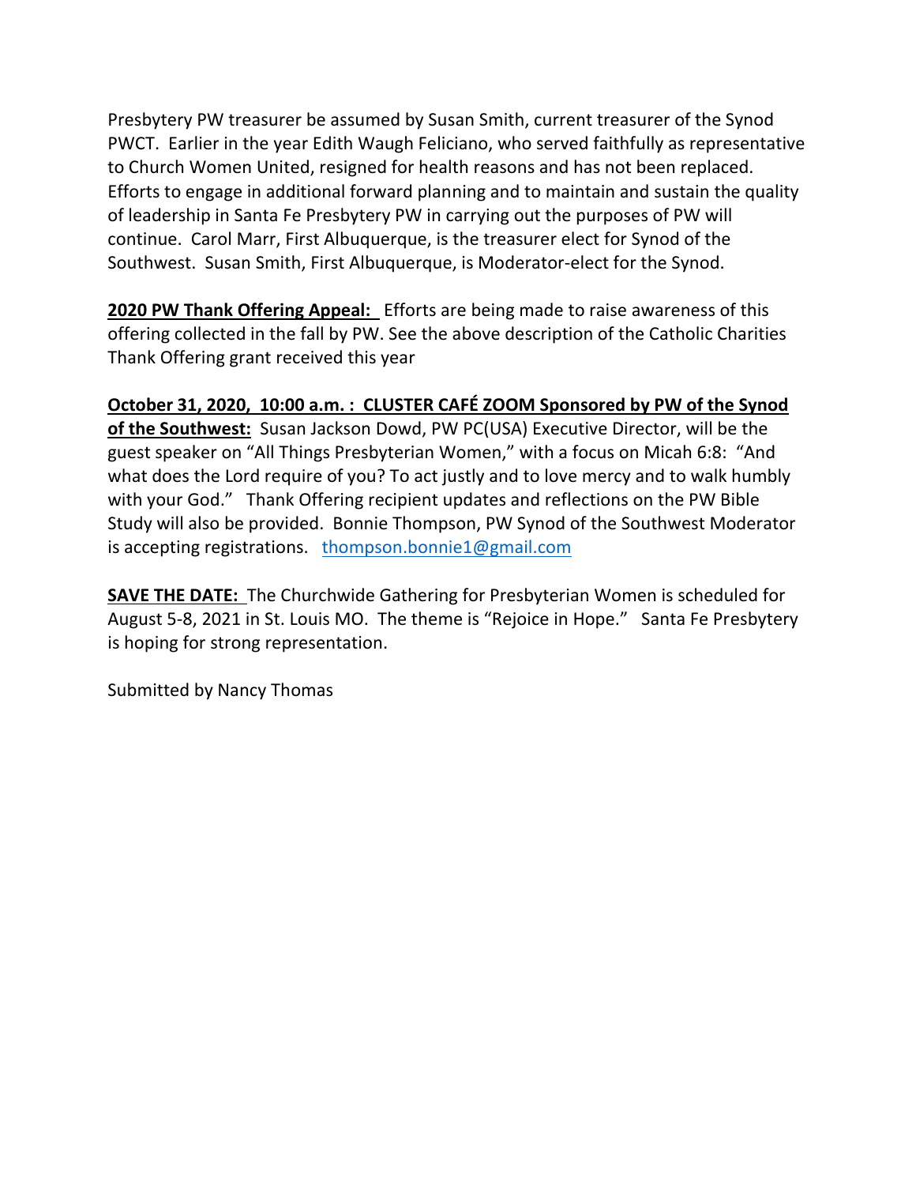Presbytery PW treasurer be assumed by Susan Smith, current treasurer of the Synod PWCT. Earlier in the year Edith Waugh Feliciano, who served faithfully as representative to Church Women United, resigned for health reasons and has not been replaced. Efforts to engage in additional forward planning and to maintain and sustain the quality of leadership in Santa Fe Presbytery PW in carrying out the purposes of PW will continue. Carol Marr, First Albuquerque, is the treasurer elect for Synod of the Southwest. Susan Smith, First Albuquerque, is Moderator-elect for the Synod.

**2020 PW Thank Offering Appeal:** Efforts are being made to raise awareness of this offering collected in the fall by PW. See the above description of the Catholic Charities Thank Offering grant received this year

**October 31, 2020, 10:00 a.m. : CLUSTER CAFÉ ZOOM Sponsored by PW of the Synod of the Southwest:** Susan Jackson Dowd, PW PC(USA) Executive Director, will be the guest speaker on "All Things Presbyterian Women," with a focus on Micah 6:8: "And what does the Lord require of you? To act justly and to love mercy and to walk humbly with your God." Thank Offering recipient updates and reflections on the PW Bible Study will also be provided. Bonnie Thompson, PW Synod of the Southwest Moderator is accepting registrations. thompson.bonnie1@gmail.com

**SAVE THE DATE:** The Churchwide Gathering for Presbyterian Women is scheduled for August 5-8, 2021 in St. Louis MO. The theme is "Rejoice in Hope." Santa Fe Presbytery is hoping for strong representation.

Submitted by Nancy Thomas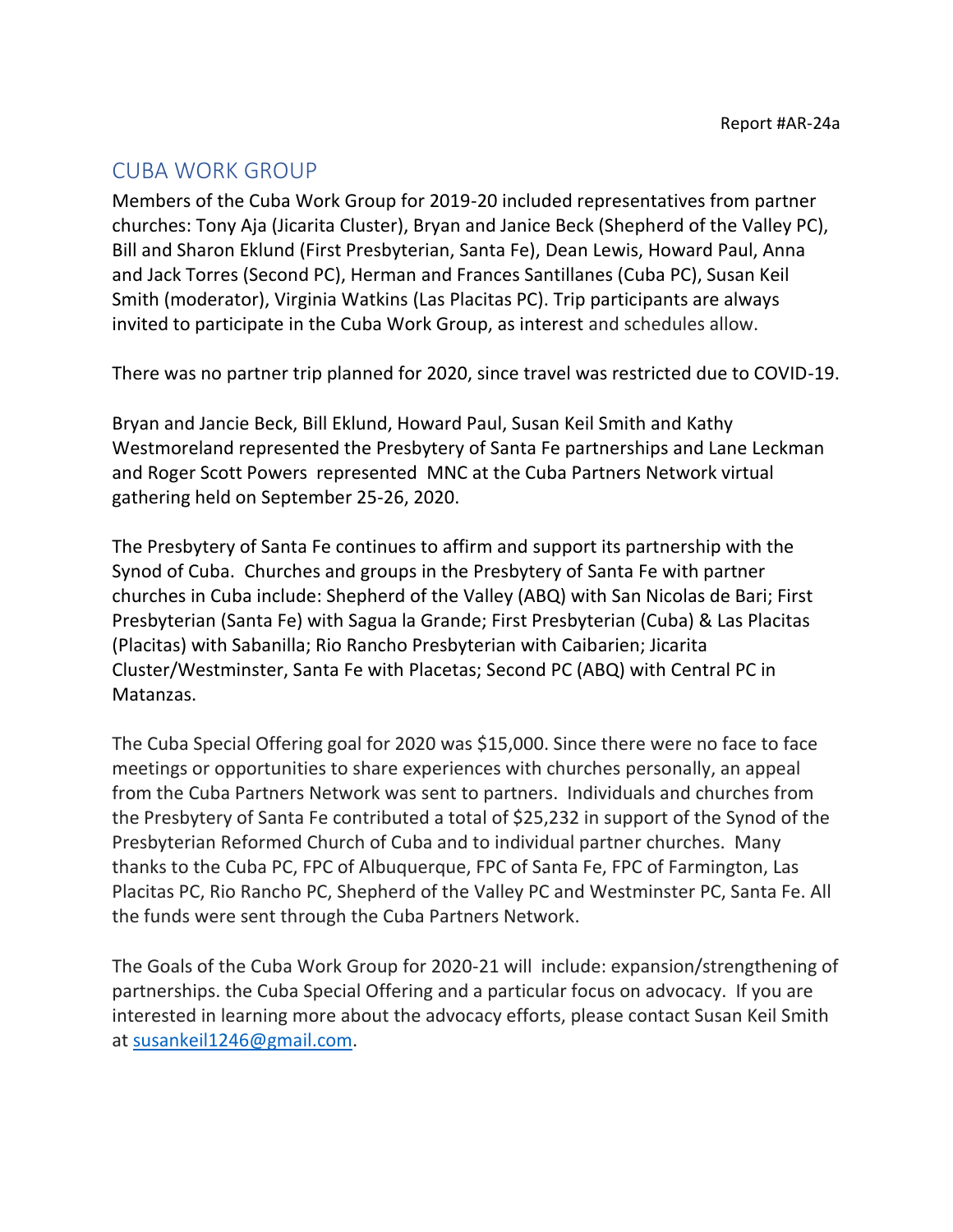Report #AR-24a

## CUBA WORK GROUP

Members of the Cuba Work Group for 2019-20 included representatives from partner churches: Tony Aja (Jicarita Cluster), Bryan and Janice Beck (Shepherd of the Valley PC), Bill and Sharon Eklund (First Presbyterian, Santa Fe), Dean Lewis, Howard Paul, Anna and Jack Torres (Second PC), Herman and Frances Santillanes (Cuba PC), Susan Keil Smith (moderator), Virginia Watkins (Las Placitas PC). Trip participants are always invited to participate in the Cuba Work Group, as interest and schedules allow.

There was no partner trip planned for 2020, since travel was restricted due to COVID-19.

Bryan and Jancie Beck, Bill Eklund, Howard Paul, Susan Keil Smith and Kathy Westmoreland represented the Presbytery of Santa Fe partnerships and Lane Leckman and Roger Scott Powers represented MNC at the Cuba Partners Network virtual gathering held on September 25-26, 2020.

The Presbytery of Santa Fe continues to affirm and support its partnership with the Synod of Cuba. Churches and groups in the Presbytery of Santa Fe with partner churches in Cuba include: Shepherd of the Valley (ABQ) with San Nicolas de Bari; First Presbyterian (Santa Fe) with Sagua la Grande; First Presbyterian (Cuba) & Las Placitas (Placitas) with Sabanilla; Rio Rancho Presbyterian with Caibarien; Jicarita Cluster/Westminster, Santa Fe with Placetas; Second PC (ABQ) with Central PC in Matanzas.

The Cuba Special Offering goal for 2020 was $15,000. Since there were no face to face meetings or opportunities to share experiences with churches personally, an appeal from the Cuba Partners Network was sent to partners. Individuals and churches from the Presbytery of Santa Fe contributed a total of $25,232 in support of the Synod of the Presbyterian Reformed Church of Cuba and to individual partner churches. Many thanks to the Cuba PC, FPC of Albuquerque, FPC of Santa Fe, FPC of Farmington, Las Placitas PC, Rio Rancho PC, Shepherd of the Valley PC and Westminster PC, Santa Fe. All the funds were sent through the Cuba Partners Network.

The Goals of the Cuba Work Group for 2020-21 will include: expansion/strengthening of partnerships. the Cuba Special Offering and a particular focus on advocacy. If you are interested in learning more about the advocacy efforts, please contact Susan Keil Smith at susankeil1246@gmail.com.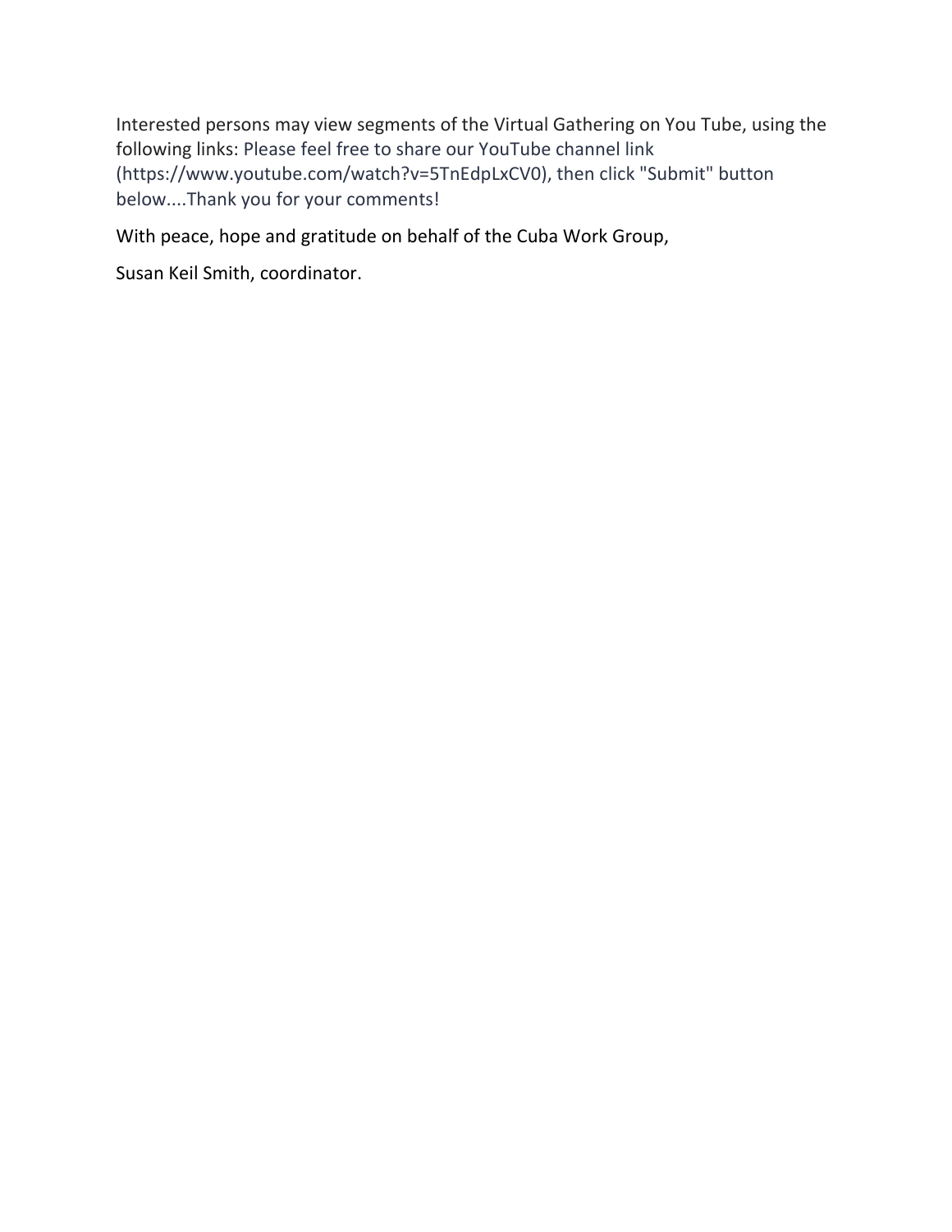Interested persons may view segments of the Virtual Gathering on You Tube, using the following links: Please feel free to share our YouTube channel link (https://www.youtube.com/watch?v=5TnEdpLxCV0), then click "Submit" button below....Thank you for your comments!

With peace, hope and gratitude on behalf of the Cuba Work Group,

Susan Keil Smith, coordinator.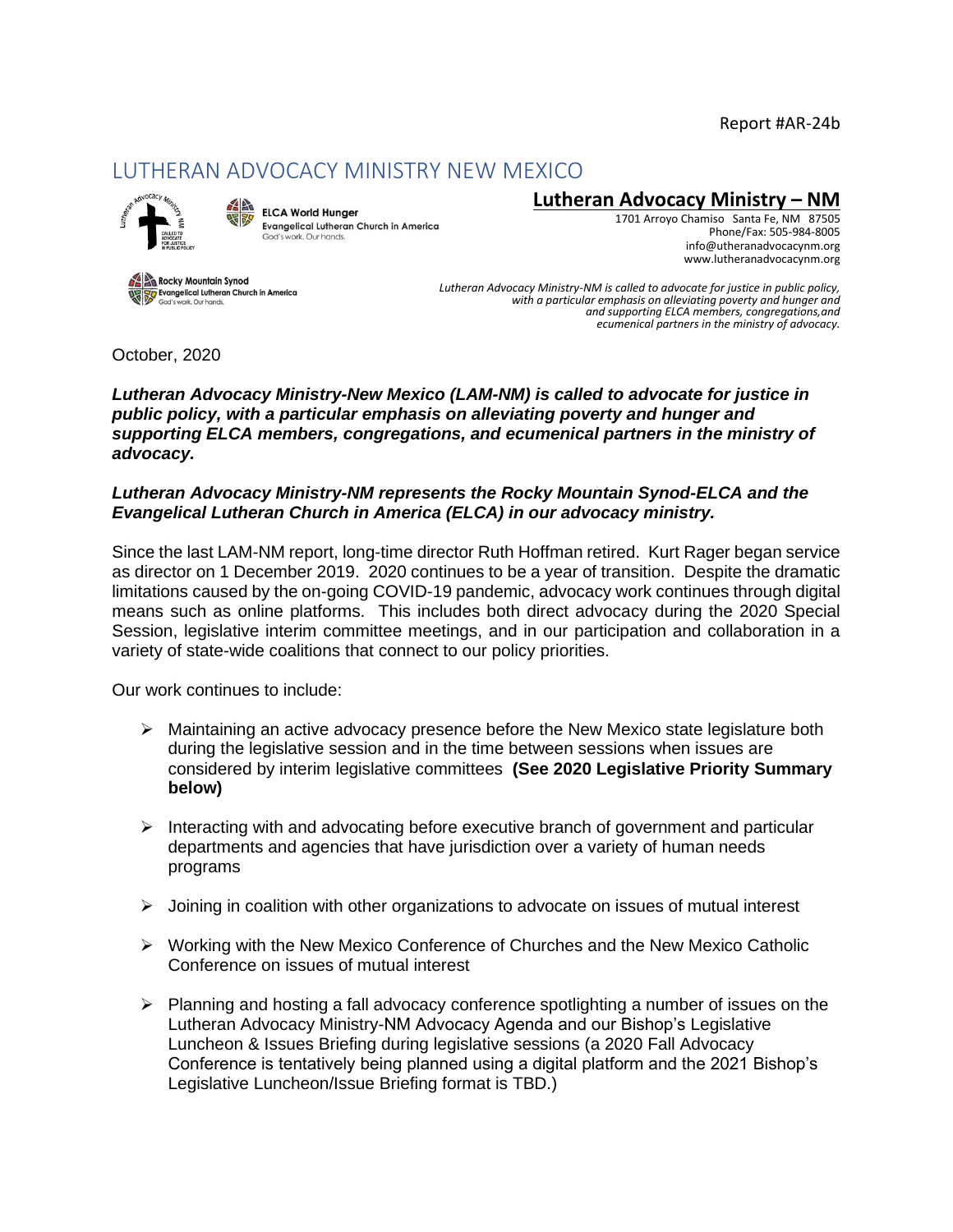Report #AR-24b

# LUTHERAN ADVOCACY MINISTRY NEW MEXICO

ELCA World Hunger
Evangelical Lutheran Church in America
God's work. Our hands.

Rocky Mountain Synod
Evangelical Lutheran Church in America
God's work. Our hands.

**Lutheran Advocacy Ministry – NM**

1701 Arroyo Chamiso Santa Fe, NM 87505
Phone/Fax: 505-984-8005
info@utheranadvocacynm.org
www.lutheranadvocacynm.org

*Lutheran Advocacy Ministry-NM is called to advocate for justice in public policy, with a particular emphasis on alleviating poverty and hunger and and supporting ELCA members, congregations,and ecumenical partners in the ministry of advocacy.*

October, 2020

***Lutheran Advocacy Ministry-New Mexico (LAM-NM) is called to advocate for justice in public policy, with a particular emphasis on alleviating poverty and hunger and supporting ELCA members, congregations, and ecumenical partners in the ministry of advocacy.***

***Lutheran Advocacy Ministry-NM represents the Rocky Mountain Synod-ELCA and the Evangelical Lutheran Church in America (ELCA) in our advocacy ministry.***

Since the last LAM-NM report, long-time director Ruth Hoffman retired. Kurt Rager began service as director on 1 December 2019. 2020 continues to be a year of transition. Despite the dramatic limitations caused by the on-going COVID-19 pandemic, advocacy work continues through digital means such as online platforms. This includes both direct advocacy during the 2020 Special Session, legislative interim committee meetings, and in our participation and collaboration in a variety of state-wide coalitions that connect to our policy priorities.

Our work continues to include:

- Maintaining an active advocacy presence before the New Mexico state legislature both during the legislative session and in the time between sessions when issues are considered by interim legislative committees **(See 2020 Legislative Priority Summary below)**
- Interacting with and advocating before executive branch of government and particular departments and agencies that have jurisdiction over a variety of human needs programs
- Joining in coalition with other organizations to advocate on issues of mutual interest
- Working with the New Mexico Conference of Churches and the New Mexico Catholic Conference on issues of mutual interest
- Planning and hosting a fall advocacy conference spotlighting a number of issues on the Lutheran Advocacy Ministry-NM Advocacy Agenda and our Bishop's Legislative Luncheon & Issues Briefing during legislative sessions (a 2020 Fall Advocacy Conference is tentatively being planned using a digital platform and the 2021 Bishop's Legislative Luncheon/Issue Briefing format is TBD.)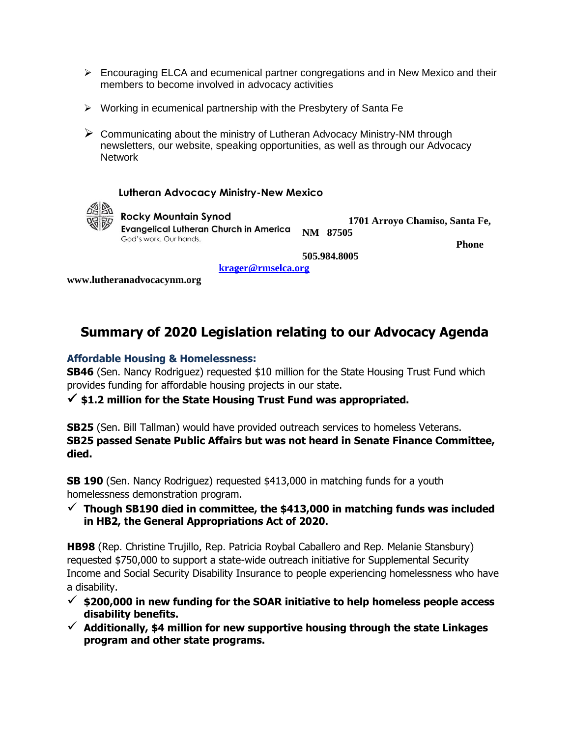- Encouraging ELCA and ecumenical partner congregations and in New Mexico and their members to become involved in advocacy activities
- Working in ecumenical partnership with the Presbytery of Santa Fe
- Communicating about the ministry of Lutheran Advocacy Ministry-NM through newsletters, our website, speaking opportunities, as well as through our Advocacy Network

**Lutheran Advocacy Ministry-New Mexico**

**Rocky Mountain Synod**
**Evangelical Lutheran Church in America**
God's work. Our hands.

**1701 Arroyo Chamiso, Santa Fe, NM 87505**

**Phone 505.984.8005**

**[krager@rmselca.org](mailto:krager@rmselca.org)**

**www.lutheranadvocacynm.org**

## Summary of 2020 Legislation relating to our Advocacy Agenda

### Affordable Housing & Homelessness:

**SB46** (Sen. Nancy Rodriguez) requested $10 million for the State Housing Trust Fund which provides funding for affordable housing projects in our state.

✓ **$1.2 million for the State Housing Trust Fund was appropriated.**

**SB25** (Sen. Bill Tallman) would have provided outreach services to homeless Veterans. **SB25 passed Senate Public Affairs but was not heard in Senate Finance Committee, died.**

**SB 190** (Sen. Nancy Rodriguez) requested $413,000 in matching funds for a youth homelessness demonstration program.

✓ **Though SB190 died in committee, the $413,000 in matching funds was included in HB2, the General Appropriations Act of 2020.**

**HB98** (Rep. Christine Trujillo, Rep. Patricia Roybal Caballero and Rep. Melanie Stansbury) requested $750,000 to support a state-wide outreach initiative for Supplemental Security Income and Social Security Disability Insurance to people experiencing homelessness who have a disability.

✓ **$200,000 in new funding for the SOAR initiative to help homeless people access disability benefits.**

✓ **Additionally, $4 million for new supportive housing through the state Linkages program and other state programs.**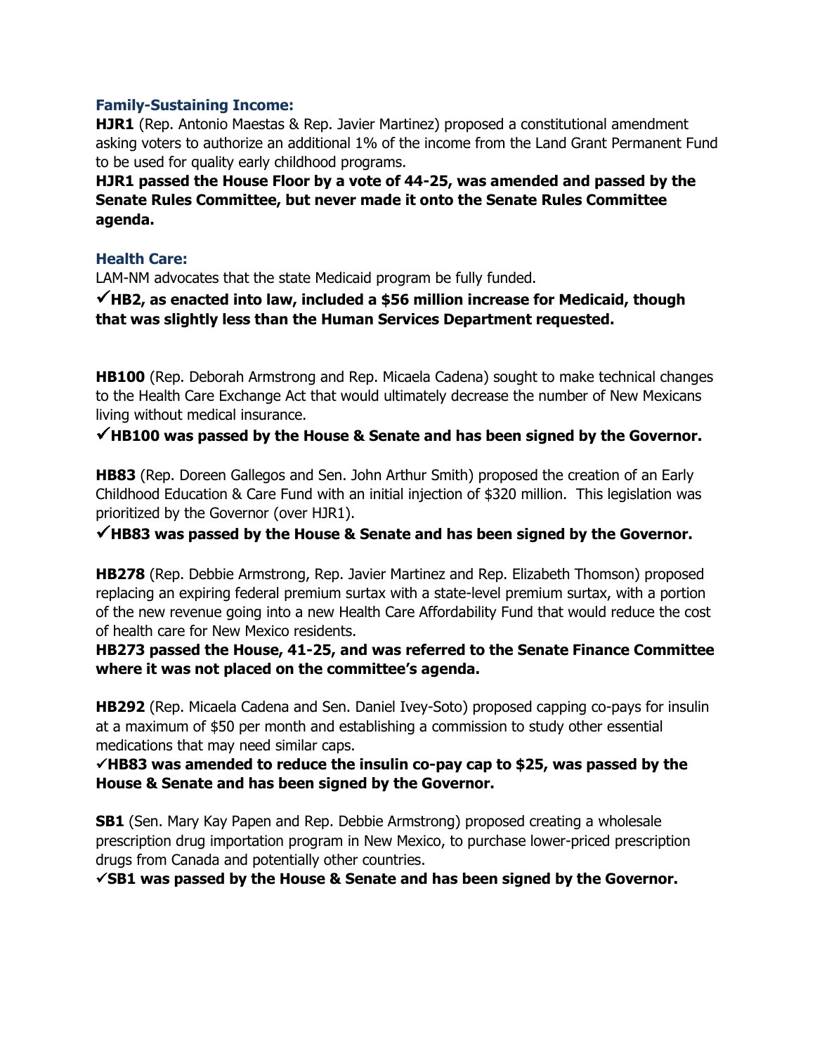### Family-Sustaining Income:

**HJR1** (Rep. Antonio Maestas & Rep. Javier Martinez) proposed a constitutional amendment asking voters to authorize an additional 1% of the income from the Land Grant Permanent Fund to be used for quality early childhood programs.

**HJR1 passed the House Floor by a vote of 44-25, was amended and passed by the Senate Rules Committee, but never made it onto the Senate Rules Committee agenda.**

### Health Care:

LAM-NM advocates that the state Medicaid program be fully funded.

**✓HB2, as enacted into law, included a $56 million increase for Medicaid, though that was slightly less than the Human Services Department requested.**

**HB100** (Rep. Deborah Armstrong and Rep. Micaela Cadena) sought to make technical changes to the Health Care Exchange Act that would ultimately decrease the number of New Mexicans living without medical insurance.

**✓HB100 was passed by the House & Senate and has been signed by the Governor.**

**HB83** (Rep. Doreen Gallegos and Sen. John Arthur Smith) proposed the creation of an Early Childhood Education & Care Fund with an initial injection of $320 million. This legislation was prioritized by the Governor (over HJR1).

**✓HB83 was passed by the House & Senate and has been signed by the Governor.**

**HB278** (Rep. Debbie Armstrong, Rep. Javier Martinez and Rep. Elizabeth Thomson) proposed replacing an expiring federal premium surtax with a state-level premium surtax, with a portion of the new revenue going into a new Health Care Affordability Fund that would reduce the cost of health care for New Mexico residents.

**HB273 passed the House, 41-25, and was referred to the Senate Finance Committee where it was not placed on the committee's agenda.**

**HB292** (Rep. Micaela Cadena and Sen. Daniel Ivey-Soto) proposed capping co-pays for insulin at a maximum of $50 per month and establishing a commission to study other essential medications that may need similar caps.

**✓HB83 was amended to reduce the insulin co-pay cap to $25, was passed by the House & Senate and has been signed by the Governor.**

**SB1** (Sen. Mary Kay Papen and Rep. Debbie Armstrong) proposed creating a wholesale prescription drug importation program in New Mexico, to purchase lower-priced prescription drugs from Canada and potentially other countries.

**✓SB1 was passed by the House & Senate and has been signed by the Governor.**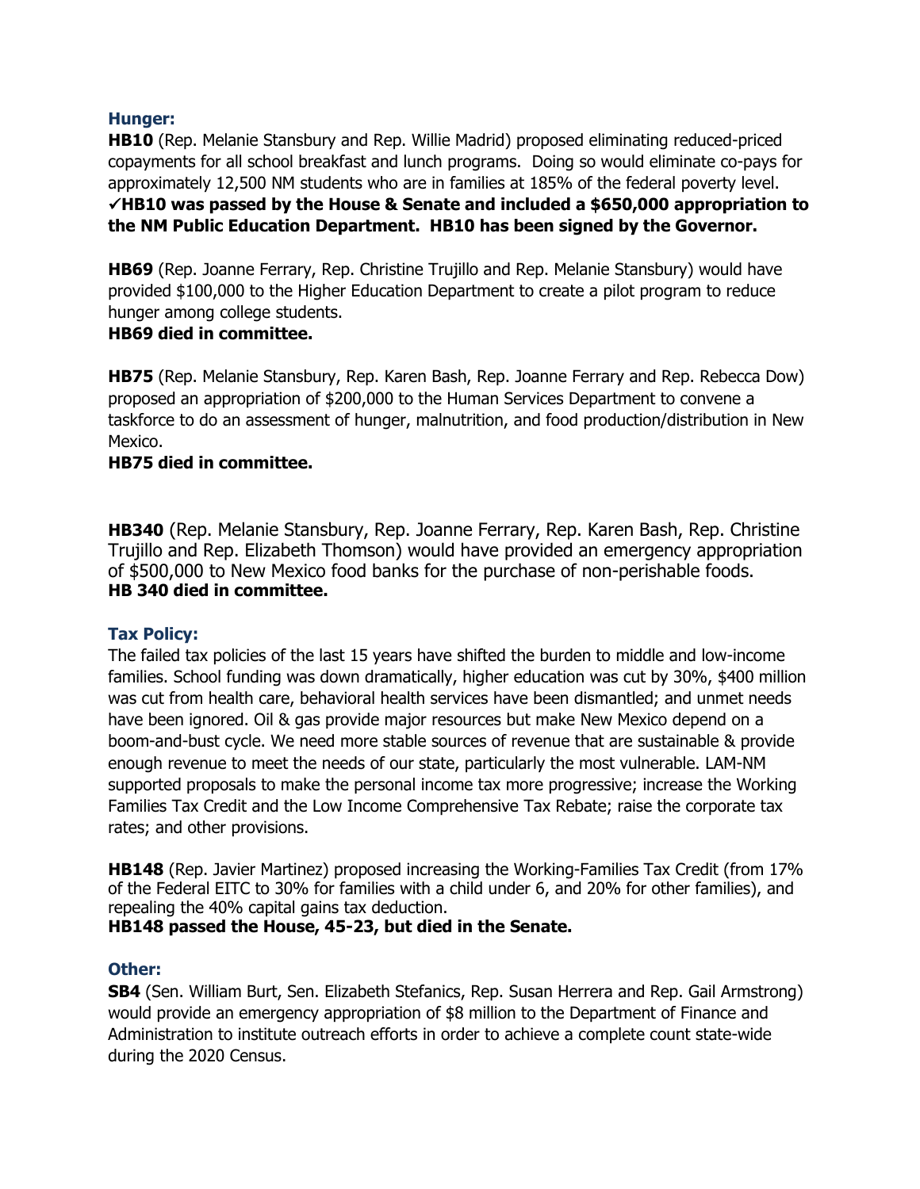### Hunger:

**HB10** (Rep. Melanie Stansbury and Rep. Willie Madrid) proposed eliminating reduced-priced copayments for all school breakfast and lunch programs. Doing so would eliminate co-pays for approximately 12,500 NM students who are in families at 185% of the federal poverty level.
**✓HB10 was passed by the House & Senate and included a $650,000 appropriation to the NM Public Education Department. HB10 has been signed by the Governor.**

**HB69** (Rep. Joanne Ferrary, Rep. Christine Trujillo and Rep. Melanie Stansbury) would have provided $100,000 to the Higher Education Department to create a pilot program to reduce hunger among college students.
**HB69 died in committee.**

**HB75** (Rep. Melanie Stansbury, Rep. Karen Bash, Rep. Joanne Ferrary and Rep. Rebecca Dow) proposed an appropriation of $200,000 to the Human Services Department to convene a taskforce to do an assessment of hunger, malnutrition, and food production/distribution in New Mexico.
**HB75 died in committee.**

**HB340** (Rep. Melanie Stansbury, Rep. Joanne Ferrary, Rep. Karen Bash, Rep. Christine Trujillo and Rep. Elizabeth Thomson) would have provided an emergency appropriation of $500,000 to New Mexico food banks for the purchase of non-perishable foods.
**HB 340 died in committee.**

### Tax Policy:

The failed tax policies of the last 15 years have shifted the burden to middle and low-income families. School funding was down dramatically, higher education was cut by 30%, $400 million was cut from health care, behavioral health services have been dismantled; and unmet needs have been ignored. Oil & gas provide major resources but make New Mexico depend on a boom-and-bust cycle. We need more stable sources of revenue that are sustainable & provide enough revenue to meet the needs of our state, particularly the most vulnerable. LAM-NM supported proposals to make the personal income tax more progressive; increase the Working Families Tax Credit and the Low Income Comprehensive Tax Rebate; raise the corporate tax rates; and other provisions.

**HB148** (Rep. Javier Martinez) proposed increasing the Working-Families Tax Credit (from 17% of the Federal EITC to 30% for families with a child under 6, and 20% for other families), and repealing the 40% capital gains tax deduction.
**HB148 passed the House, 45-23, but died in the Senate.**

### Other:

**SB4** (Sen. William Burt, Sen. Elizabeth Stefanics, Rep. Susan Herrera and Rep. Gail Armstrong) would provide an emergency appropriation of $8 million to the Department of Finance and Administration to institute outreach efforts in order to achieve a complete count state-wide during the 2020 Census.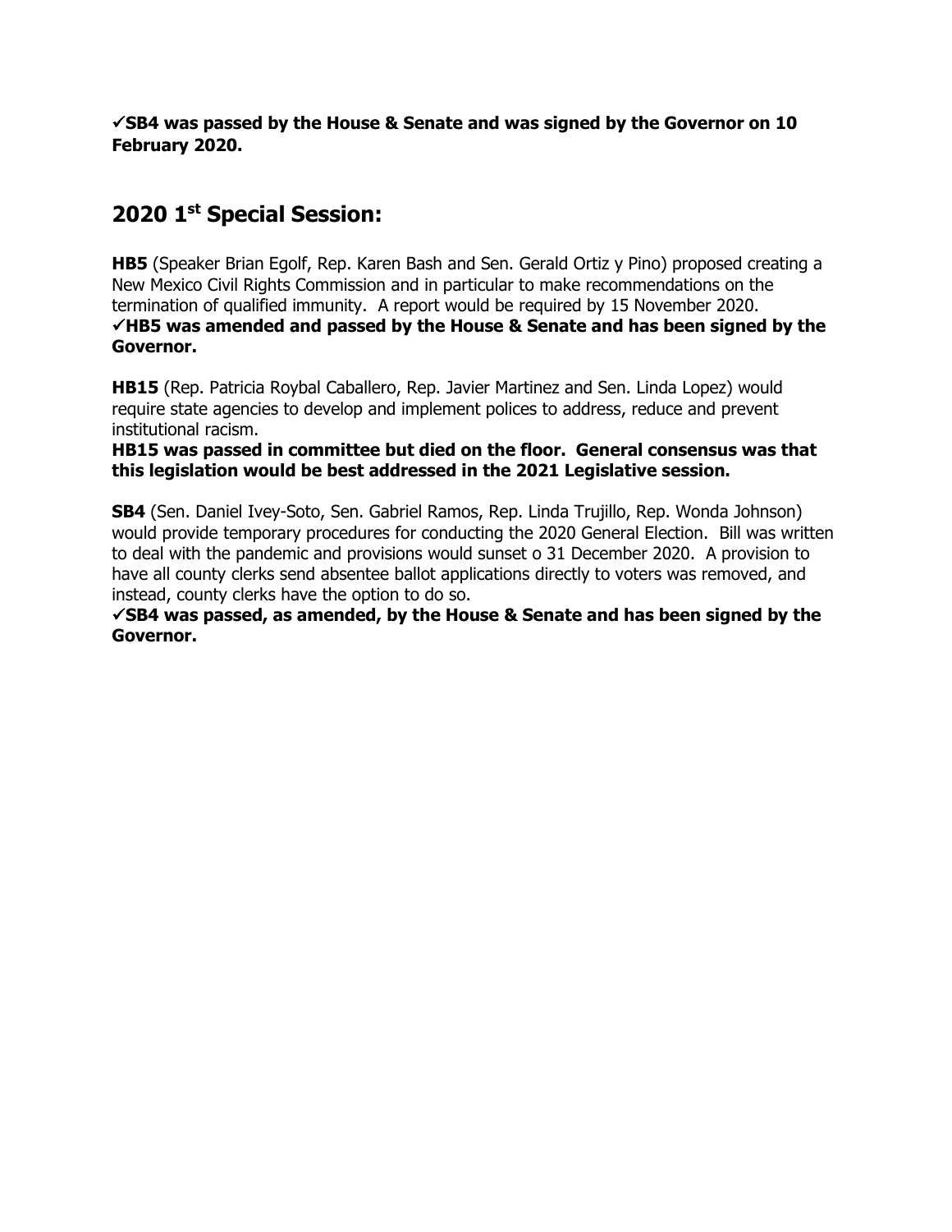**✓SB4 was passed by the House & Senate and was signed by the Governor on 10 February 2020.**

## 2020 1st Special Session:

**HB5** (Speaker Brian Egolf, Rep. Karen Bash and Sen. Gerald Ortiz y Pino) proposed creating a New Mexico Civil Rights Commission and in particular to make recommendations on the termination of qualified immunity. A report would be required by 15 November 2020.
**✓HB5 was amended and passed by the House & Senate and has been signed by the Governor.**

**HB15** (Rep. Patricia Roybal Caballero, Rep. Javier Martinez and Sen. Linda Lopez) would require state agencies to develop and implement polices to address, reduce and prevent institutional racism.
**HB15 was passed in committee but died on the floor. General consensus was that this legislation would be best addressed in the 2021 Legislative session.**

**SB4** (Sen. Daniel Ivey-Soto, Sen. Gabriel Ramos, Rep. Linda Trujillo, Rep. Wonda Johnson) would provide temporary procedures for conducting the 2020 General Election. Bill was written to deal with the pandemic and provisions would sunset o 31 December 2020. A provision to have all county clerks send absentee ballot applications directly to voters was removed, and instead, county clerks have the option to do so.
**✓SB4 was passed, as amended, by the House & Senate and has been signed by the Governor.**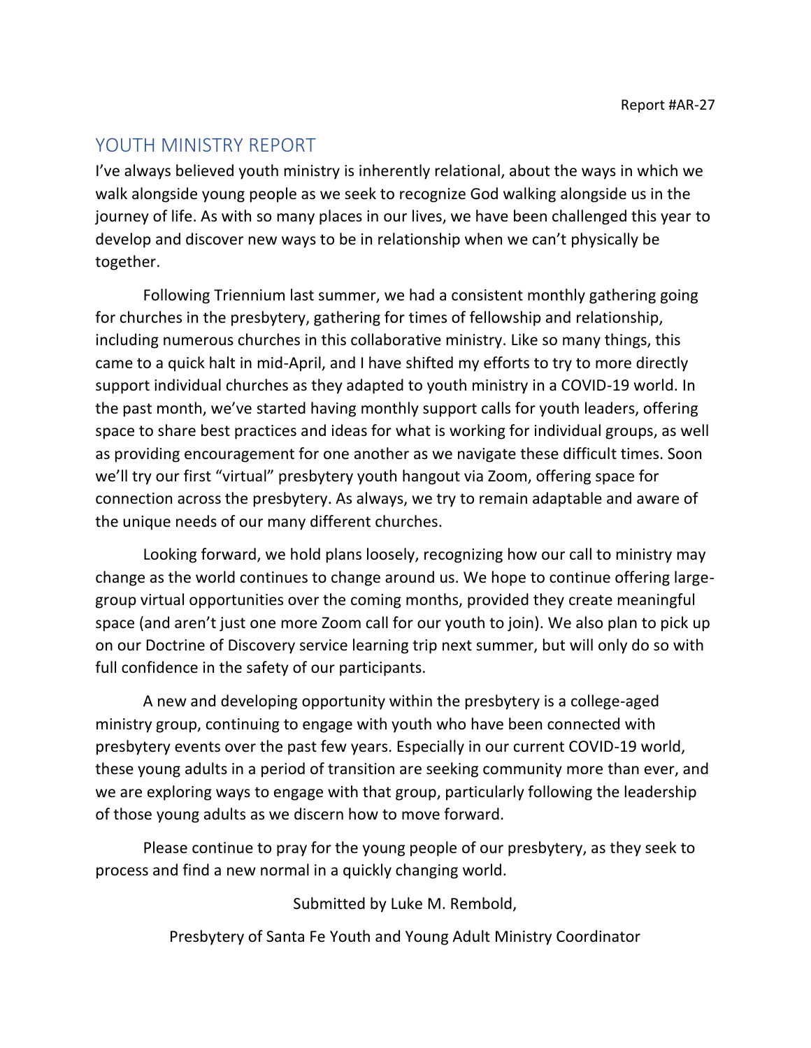Report #AR-27

## YOUTH MINISTRY REPORT

I've always believed youth ministry is inherently relational, about the ways in which we walk alongside young people as we seek to recognize God walking alongside us in the journey of life. As with so many places in our lives, we have been challenged this year to develop and discover new ways to be in relationship when we can't physically be together.

Following Triennium last summer, we had a consistent monthly gathering going for churches in the presbytery, gathering for times of fellowship and relationship, including numerous churches in this collaborative ministry. Like so many things, this came to a quick halt in mid-April, and I have shifted my efforts to try to more directly support individual churches as they adapted to youth ministry in a COVID-19 world. In the past month, we've started having monthly support calls for youth leaders, offering space to share best practices and ideas for what is working for individual groups, as well as providing encouragement for one another as we navigate these difficult times. Soon we'll try our first "virtual" presbytery youth hangout via Zoom, offering space for connection across the presbytery. As always, we try to remain adaptable and aware of the unique needs of our many different churches.

Looking forward, we hold plans loosely, recognizing how our call to ministry may change as the world continues to change around us. We hope to continue offering large-group virtual opportunities over the coming months, provided they create meaningful space (and aren't just one more Zoom call for our youth to join). We also plan to pick up on our Doctrine of Discovery service learning trip next summer, but will only do so with full confidence in the safety of our participants.

A new and developing opportunity within the presbytery is a college-aged ministry group, continuing to engage with youth who have been connected with presbytery events over the past few years. Especially in our current COVID-19 world, these young adults in a period of transition are seeking community more than ever, and we are exploring ways to engage with that group, particularly following the leadership of those young adults as we discern how to move forward.

Please continue to pray for the young people of our presbytery, as they seek to process and find a new normal in a quickly changing world.

Submitted by Luke M. Rembold,

Presbytery of Santa Fe Youth and Young Adult Ministry Coordinator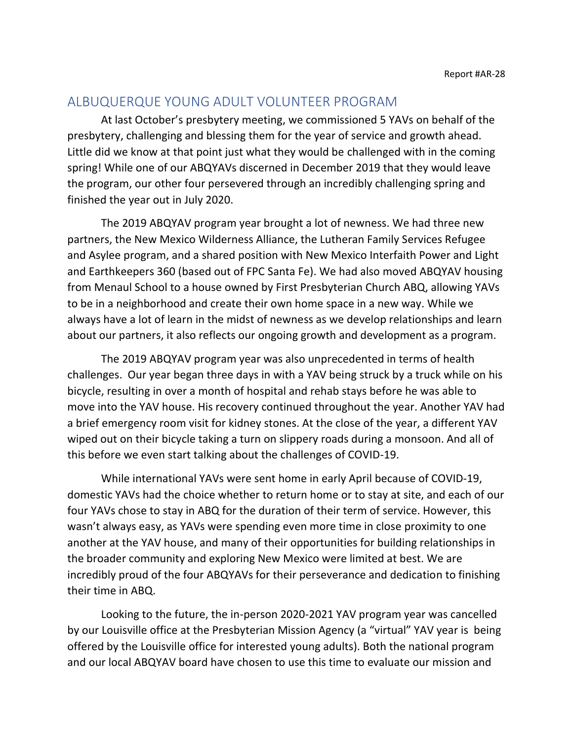Report #AR-28

## ALBUQUERQUE YOUNG ADULT VOLUNTEER PROGRAM

At last October's presbytery meeting, we commissioned 5 YAVs on behalf of the presbytery, challenging and blessing them for the year of service and growth ahead. Little did we know at that point just what they would be challenged with in the coming spring! While one of our ABQYAVs discerned in December 2019 that they would leave the program, our other four persevered through an incredibly challenging spring and finished the year out in July 2020.

The 2019 ABQYAV program year brought a lot of newness. We had three new partners, the New Mexico Wilderness Alliance, the Lutheran Family Services Refugee and Asylee program, and a shared position with New Mexico Interfaith Power and Light and Earthkeepers 360 (based out of FPC Santa Fe). We had also moved ABQYAV housing from Menaul School to a house owned by First Presbyterian Church ABQ, allowing YAVs to be in a neighborhood and create their own home space in a new way. While we always have a lot of learn in the midst of newness as we develop relationships and learn about our partners, it also reflects our ongoing growth and development as a program.

The 2019 ABQYAV program year was also unprecedented in terms of health challenges. Our year began three days in with a YAV being struck by a truck while on his bicycle, resulting in over a month of hospital and rehab stays before he was able to move into the YAV house. His recovery continued throughout the year. Another YAV had a brief emergency room visit for kidney stones. At the close of the year, a different YAV wiped out on their bicycle taking a turn on slippery roads during a monsoon. And all of this before we even start talking about the challenges of COVID-19.

While international YAVs were sent home in early April because of COVID-19, domestic YAVs had the choice whether to return home or to stay at site, and each of our four YAVs chose to stay in ABQ for the duration of their term of service. However, this wasn't always easy, as YAVs were spending even more time in close proximity to one another at the YAV house, and many of their opportunities for building relationships in the broader community and exploring New Mexico were limited at best. We are incredibly proud of the four ABQYAVs for their perseverance and dedication to finishing their time in ABQ.

Looking to the future, the in-person 2020-2021 YAV program year was cancelled by our Louisville office at the Presbyterian Mission Agency (a "virtual" YAV year is being offered by the Louisville office for interested young adults). Both the national program and our local ABQYAV board have chosen to use this time to evaluate our mission and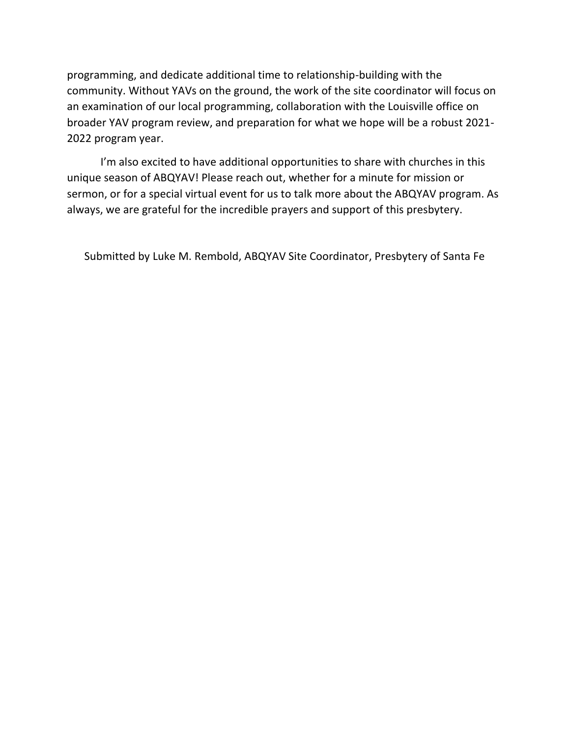programming, and dedicate additional time to relationship-building with the community. Without YAVs on the ground, the work of the site coordinator will focus on an examination of our local programming, collaboration with the Louisville office on broader YAV program review, and preparation for what we hope will be a robust 2021-2022 program year.

I'm also excited to have additional opportunities to share with churches in this unique season of ABQYAV! Please reach out, whether for a minute for mission or sermon, or for a special virtual event for us to talk more about the ABQYAV program. As always, we are grateful for the incredible prayers and support of this presbytery.

Submitted by Luke M. Rembold, ABQYAV Site Coordinator, Presbytery of Santa Fe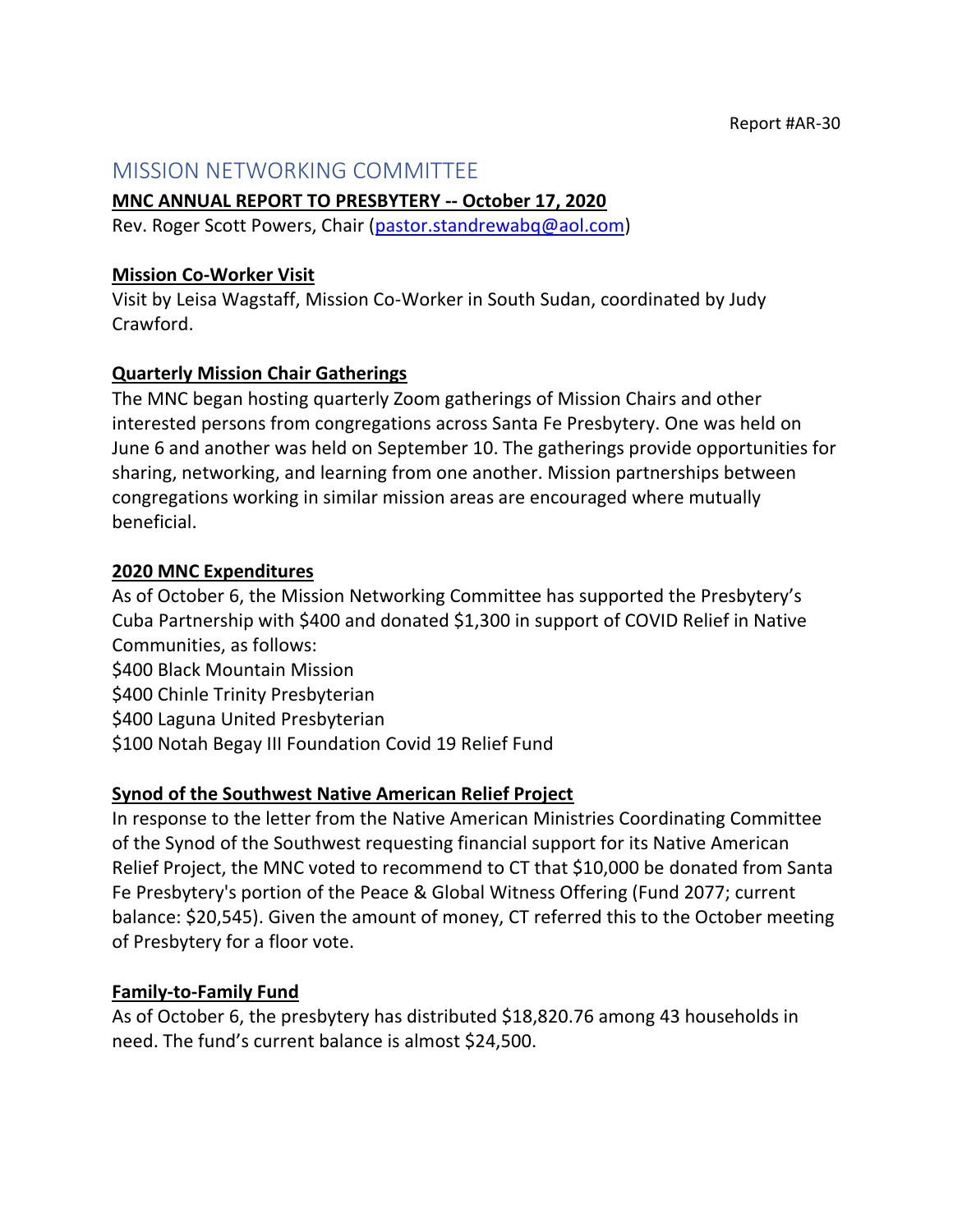Report #AR-30

# MISSION NETWORKING COMMITTEE

**MNC ANNUAL REPORT TO PRESBYTERY -- October 17, 2020**

Rev. Roger Scott Powers, Chair (pastor.standrewabq@aol.com)

**Mission Co-Worker Visit**

Visit by Leisa Wagstaff, Mission Co-Worker in South Sudan, coordinated by Judy Crawford.

**Quarterly Mission Chair Gatherings**

The MNC began hosting quarterly Zoom gatherings of Mission Chairs and other interested persons from congregations across Santa Fe Presbytery. One was held on June 6 and another was held on September 10. The gatherings provide opportunities for sharing, networking, and learning from one another. Mission partnerships between congregations working in similar mission areas are encouraged where mutually beneficial.

**2020 MNC Expenditures**

As of October 6, the Mission Networking Committee has supported the Presbytery's Cuba Partnership with $400 and donated $1,300 in support of COVID Relief in Native Communities, as follows:

$400 Black Mountain Mission
$400 Chinle Trinity Presbyterian
$400 Laguna United Presbyterian
$100 Notah Begay III Foundation Covid 19 Relief Fund

**Synod of the Southwest Native American Relief Project**

In response to the letter from the Native American Ministries Coordinating Committee of the Synod of the Southwest requesting financial support for its Native American Relief Project, the MNC voted to recommend to CT that $10,000 be donated from Santa Fe Presbytery's portion of the Peace & Global Witness Offering (Fund 2077; current balance: $20,545). Given the amount of money, CT referred this to the October meeting of Presbytery for a floor vote.

**Family-to-Family Fund**

As of October 6, the presbytery has distributed $18,820.76 among 43 households in need. The fund's current balance is almost $24,500.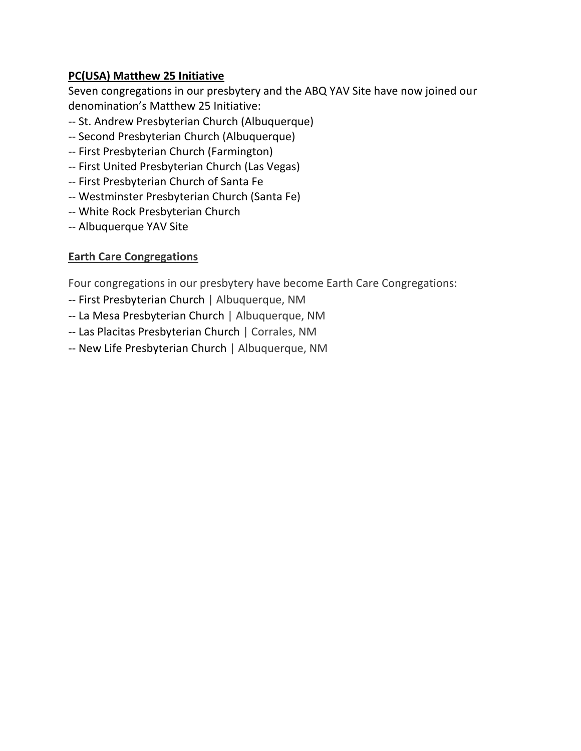**PC(USA) Matthew 25 Initiative**

Seven congregations in our presbytery and the ABQ YAV Site have now joined our denomination's Matthew 25 Initiative:

-- St. Andrew Presbyterian Church (Albuquerque)
-- Second Presbyterian Church (Albuquerque)
-- First Presbyterian Church (Farmington)
-- First United Presbyterian Church (Las Vegas)
-- First Presbyterian Church of Santa Fe
-- Westminster Presbyterian Church (Santa Fe)
-- White Rock Presbyterian Church
-- Albuquerque YAV Site

**Earth Care Congregations**

Four congregations in our presbytery have become Earth Care Congregations:

-- First Presbyterian Church | Albuquerque, NM
-- La Mesa Presbyterian Church | Albuquerque, NM
-- Las Placitas Presbyterian Church | Corrales, NM
-- New Life Presbyterian Church | Albuquerque, NM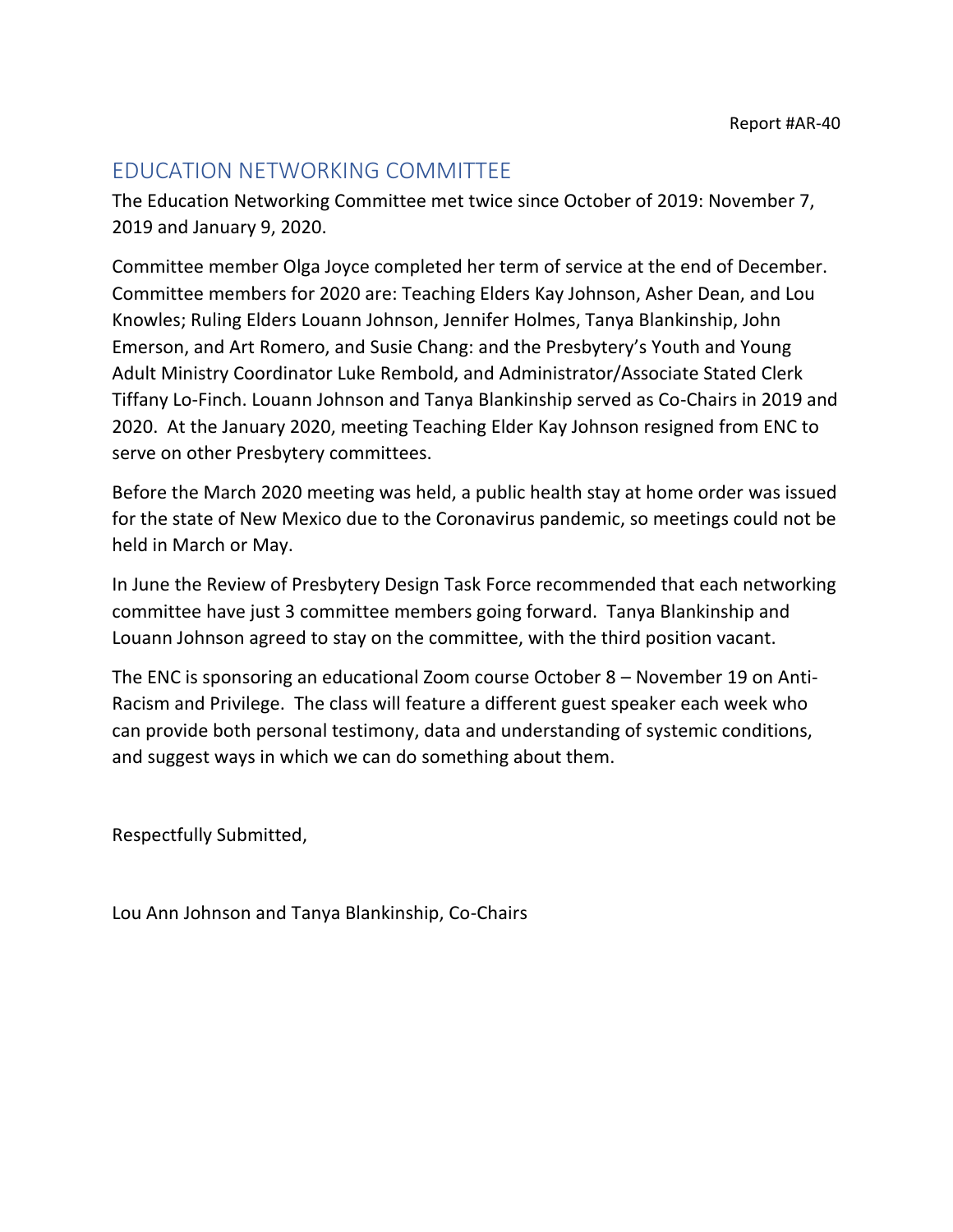Report #AR-40

## EDUCATION NETWORKING COMMITTEE

The Education Networking Committee met twice since October of 2019: November 7, 2019 and January 9, 2020.

Committee member Olga Joyce completed her term of service at the end of December. Committee members for 2020 are: Teaching Elders Kay Johnson, Asher Dean, and Lou Knowles; Ruling Elders Louann Johnson, Jennifer Holmes, Tanya Blankinship, John Emerson, and Art Romero, and Susie Chang: and the Presbytery's Youth and Young Adult Ministry Coordinator Luke Rembold, and Administrator/Associate Stated Clerk Tiffany Lo-Finch. Louann Johnson and Tanya Blankinship served as Co-Chairs in 2019 and 2020. At the January 2020, meeting Teaching Elder Kay Johnson resigned from ENC to serve on other Presbytery committees.

Before the March 2020 meeting was held, a public health stay at home order was issued for the state of New Mexico due to the Coronavirus pandemic, so meetings could not be held in March or May.

In June the Review of Presbytery Design Task Force recommended that each networking committee have just 3 committee members going forward. Tanya Blankinship and Louann Johnson agreed to stay on the committee, with the third position vacant.

The ENC is sponsoring an educational Zoom course October 8 – November 19 on Anti-Racism and Privilege. The class will feature a different guest speaker each week who can provide both personal testimony, data and understanding of systemic conditions, and suggest ways in which we can do something about them.

Respectfully Submitted,

Lou Ann Johnson and Tanya Blankinship, Co-Chairs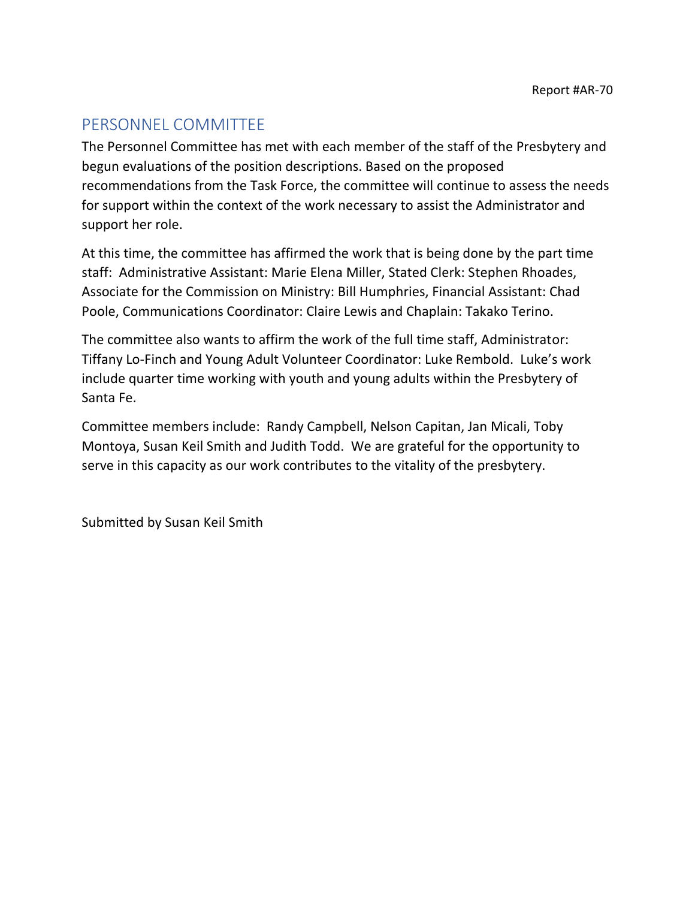Report #AR-70

## PERSONNEL COMMITTEE

The Personnel Committee has met with each member of the staff of the Presbytery and begun evaluations of the position descriptions. Based on the proposed recommendations from the Task Force, the committee will continue to assess the needs for support within the context of the work necessary to assist the Administrator and support her role.

At this time, the committee has affirmed the work that is being done by the part time staff: Administrative Assistant: Marie Elena Miller, Stated Clerk: Stephen Rhoades, Associate for the Commission on Ministry: Bill Humphries, Financial Assistant: Chad Poole, Communications Coordinator: Claire Lewis and Chaplain: Takako Terino.

The committee also wants to affirm the work of the full time staff, Administrator: Tiffany Lo-Finch and Young Adult Volunteer Coordinator: Luke Rembold. Luke's work include quarter time working with youth and young adults within the Presbytery of Santa Fe.

Committee members include: Randy Campbell, Nelson Capitan, Jan Micali, Toby Montoya, Susan Keil Smith and Judith Todd. We are grateful for the opportunity to serve in this capacity as our work contributes to the vitality of the presbytery.

Submitted by Susan Keil Smith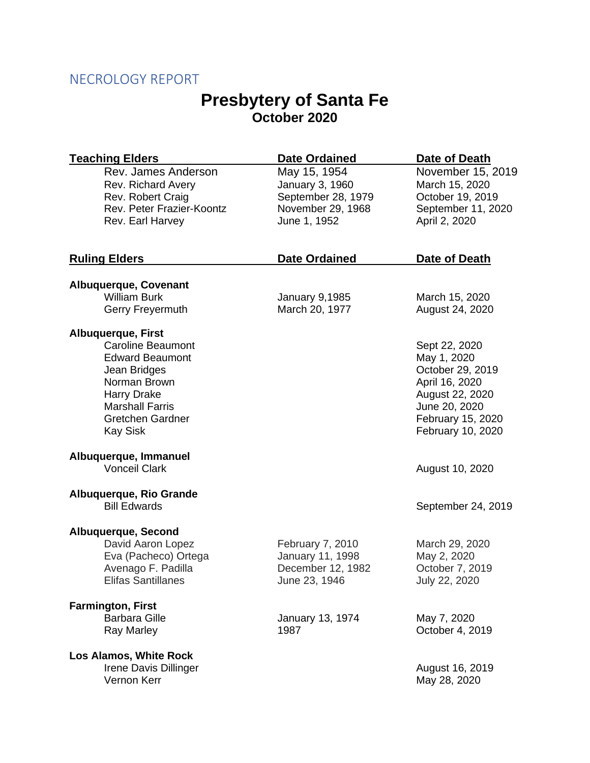NECROLOGY REPORT

# Presbytery of Santa Fe

## October 2020

| Teaching Elders | Date Ordained | Date of Death |
| --- | --- | --- |
| Rev. James Anderson | May 15, 1954 | November 15, 2019 |
| Rev. Richard Avery | January 3, 1960 | March 15, 2020 |
| Rev. Robert Craig | September 28, 1979 | October 19, 2019 |
| Rev. Peter Frazier-Koontz | November 29, 1968 | September 11, 2020 |
| Rev. Earl Harvey | June 1, 1952 | April 2, 2020 |

| Ruling Elders | Date Ordained | Date of Death |
| --- | --- | --- |
| **Albuquerque, Covenant** | | |
| William Burk | January 9,1985 | March 15, 2020 |
| Gerry Freyermuth | March 20, 1977 | August 24, 2020 |
| **Albuquerque, First** | | |
| Caroline Beaumont | | Sept 22, 2020 |
| Edward Beaumont | | May 1, 2020 |
| Jean Bridges | | October 29, 2019 |
| Norman Brown | | April 16, 2020 |
| Harry Drake | | August 22, 2020 |
| Marshall Farris | | June 20, 2020 |
| Gretchen Gardner | | February 15, 2020 |
| Kay Sisk | | February 10, 2020 |
| **Albuquerque, Immanuel** | | |
| Vonceil Clark | | August 10, 2020 |
| **Albuquerque, Rio Grande** | | |
| Bill Edwards | | September 24, 2019 |
| **Albuquerque, Second** | | |
| David Aaron Lopez | February 7, 2010 | March 29, 2020 |
| Eva (Pacheco) Ortega | January 11, 1998 | May 2, 2020 |
| Avenago F. Padilla | December 12, 1982 | October 7, 2019 |
| Elifas Santillanes | June 23, 1946 | July 22, 2020 |
| **Farmington, First** | | |
| Barbara Gille | January 13, 1974 | May 7, 2020 |
| Ray Marley | 1987 | October 4, 2019 |
| **Los Alamos, White Rock** | | |
| Irene Davis Dillinger | | August 16, 2019 |
| Vernon Kerr | | May 28, 2020 |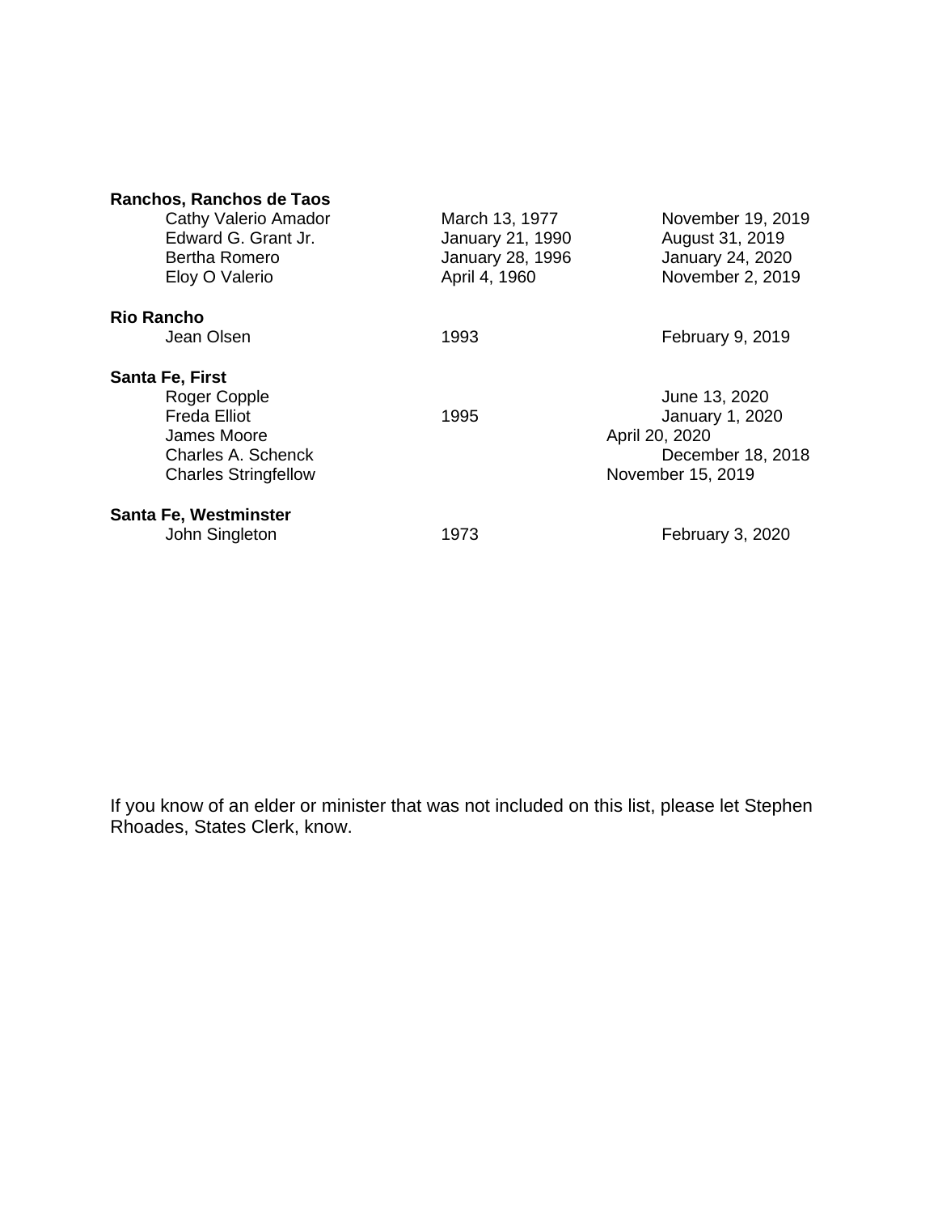| | | |
| --- | --- | --- |
| **Ranchos, Ranchos de Taos** | | |
| Cathy Valerio Amador | March 13, 1977 | November 19, 2019 |
| Edward G. Grant Jr. | January 21, 1990 | August 31, 2019 |
| Bertha Romero | January 28, 1996 | January 24, 2020 |
| Eloy O Valerio | April 4, 1960 | November 2, 2019 |
| **Rio Rancho** | | |
| Jean Olsen | 1993 | February 9, 2019 |
| **Santa Fe, First** | | |
| Roger Copple | | June 13, 2020 |
| Freda Elliot | 1995 | January 1, 2020 |
| James Moore | | April 20, 2020 |
| Charles A. Schenck | | December 18, 2018 |
| Charles Stringfellow | | November 15, 2019 |
| **Santa Fe, Westminster** | | |
| John Singleton | 1973 | February 3, 2020 |

If you know of an elder or minister that was not included on this list, please let Stephen Rhoades, States Clerk, know.